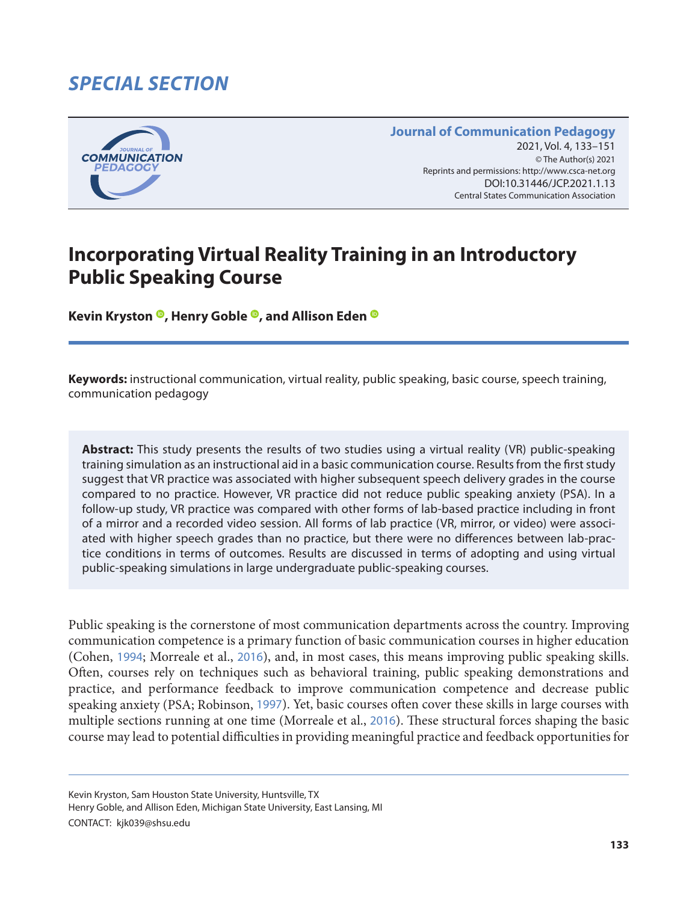## SPECIAL SECTION

# Incorporating Virtual Reality Training in an Introductory Public Speaking Course

**Kevin Kryston, Henry Goble, and Allison Eden**

**Keywords:** instructional communication, virtual reality, public speaking, basic course, speech training, communication pedagogy

**Abstract:** This study presents the results of two studies using a virtual reality (VR) public-speaking training simulation as an instructional aid in a basic communication course. Results from the first study suggest that VR practice was associated with higher subsequent speech delivery grades in the course compared to no practice. However, VR practice did not reduce public speaking anxiety (PSA). In a follow-up study, VR practice was compared with other forms of lab-based practice including in front of a mirror and a recorded video session. All forms of lab practice (VR, mirror, or video) were associated with higher speech grades than no practice, but there were no differences between lab-practice conditions in terms of outcomes. Results are discussed in terms of adopting and using virtual public-speaking simulations in large undergraduate public-speaking courses.

Public speaking is the cornerstone of most communication departments across the country. Improving communication competence is a primary function of basic communication courses in higher education (Cohen, 1994; Morreale et al., 2016), and, in most cases, this means improving public speaking skills. Often, courses rely on techniques such as behavioral training, public speaking demonstrations and practice, and performance feedback to improve communication competence and decrease public speaking anxiety (PSA; Robinson, 1997). Yet, basic courses often cover these skills in large courses with multiple sections running at one time (Morreale et al., 2016). These structural forces shaping the basic course may lead to potential difficulties in providing meaningful practice and feedback opportunities for

Kevin Kryston, Sam Houston State University, Huntsville, TX
Henry Goble, and Allison Eden, Michigan State University, East Lansing, MI
CONTACT: kjk039@shsu.edu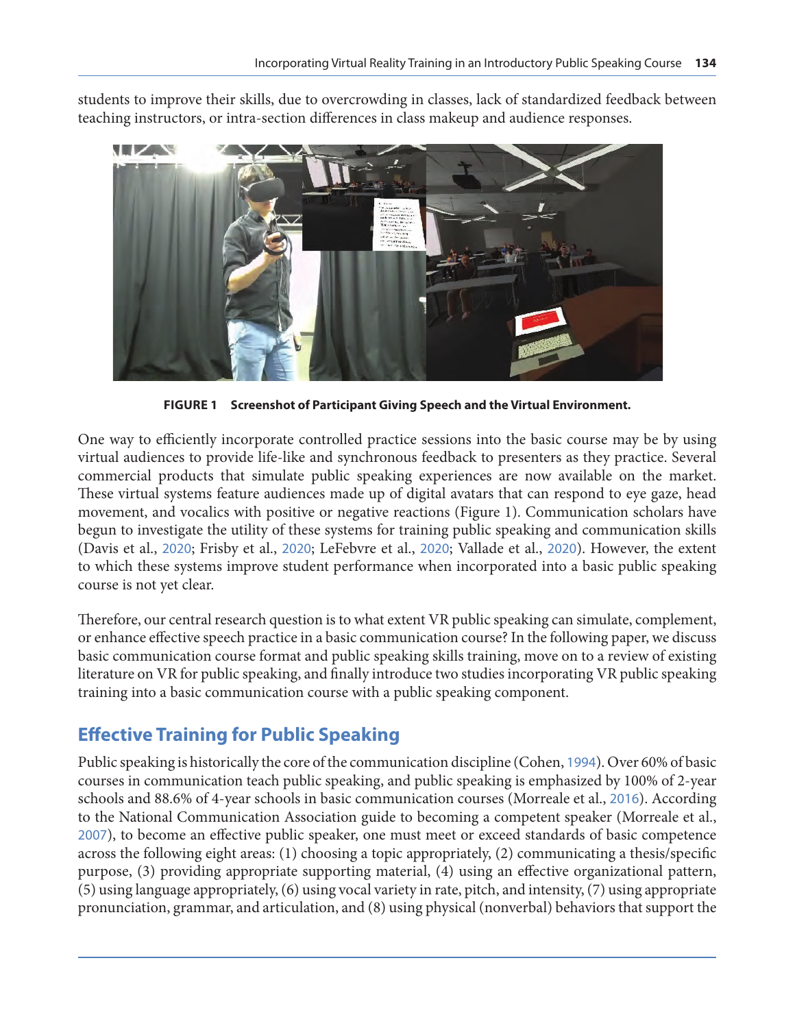students to improve their skills, due to overcrowding in classes, lack of standardized feedback between teaching instructors, or intra-section differences in class makeup and audience responses.

**FIGURE 1 Screenshot of Participant Giving Speech and the Virtual Environment.**

One way to efficiently incorporate controlled practice sessions into the basic course may be by using virtual audiences to provide life-like and synchronous feedback to presenters as they practice. Several commercial products that simulate public speaking experiences are now available on the market. These virtual systems feature audiences made up of digital avatars that can respond to eye gaze, head movement, and vocalics with positive or negative reactions (Figure 1). Communication scholars have begun to investigate the utility of these systems for training public speaking and communication skills (Davis et al., 2020; Frisby et al., 2020; LeFebvre et al., 2020; Vallade et al., 2020). However, the extent to which these systems improve student performance when incorporated into a basic public speaking course is not yet clear.

Therefore, our central research question is to what extent VR public speaking can simulate, complement, or enhance effective speech practice in a basic communication course? In the following paper, we discuss basic communication course format and public speaking skills training, move on to a review of existing literature on VR for public speaking, and finally introduce two studies incorporating VR public speaking training into a basic communication course with a public speaking component.

## Effective Training for Public Speaking

Public speaking is historically the core of the communication discipline (Cohen, 1994). Over 60% of basic courses in communication teach public speaking, and public speaking is emphasized by 100% of 2-year schools and 88.6% of 4-year schools in basic communication courses (Morreale et al., 2016). According to the National Communication Association guide to becoming a competent speaker (Morreale et al., 2007), to become an effective public speaker, one must meet or exceed standards of basic competence across the following eight areas: (1) choosing a topic appropriately, (2) communicating a thesis/specific purpose, (3) providing appropriate supporting material, (4) using an effective organizational pattern, (5) using language appropriately, (6) using vocal variety in rate, pitch, and intensity, (7) using appropriate pronunciation, grammar, and articulation, and (8) using physical (nonverbal) behaviors that support the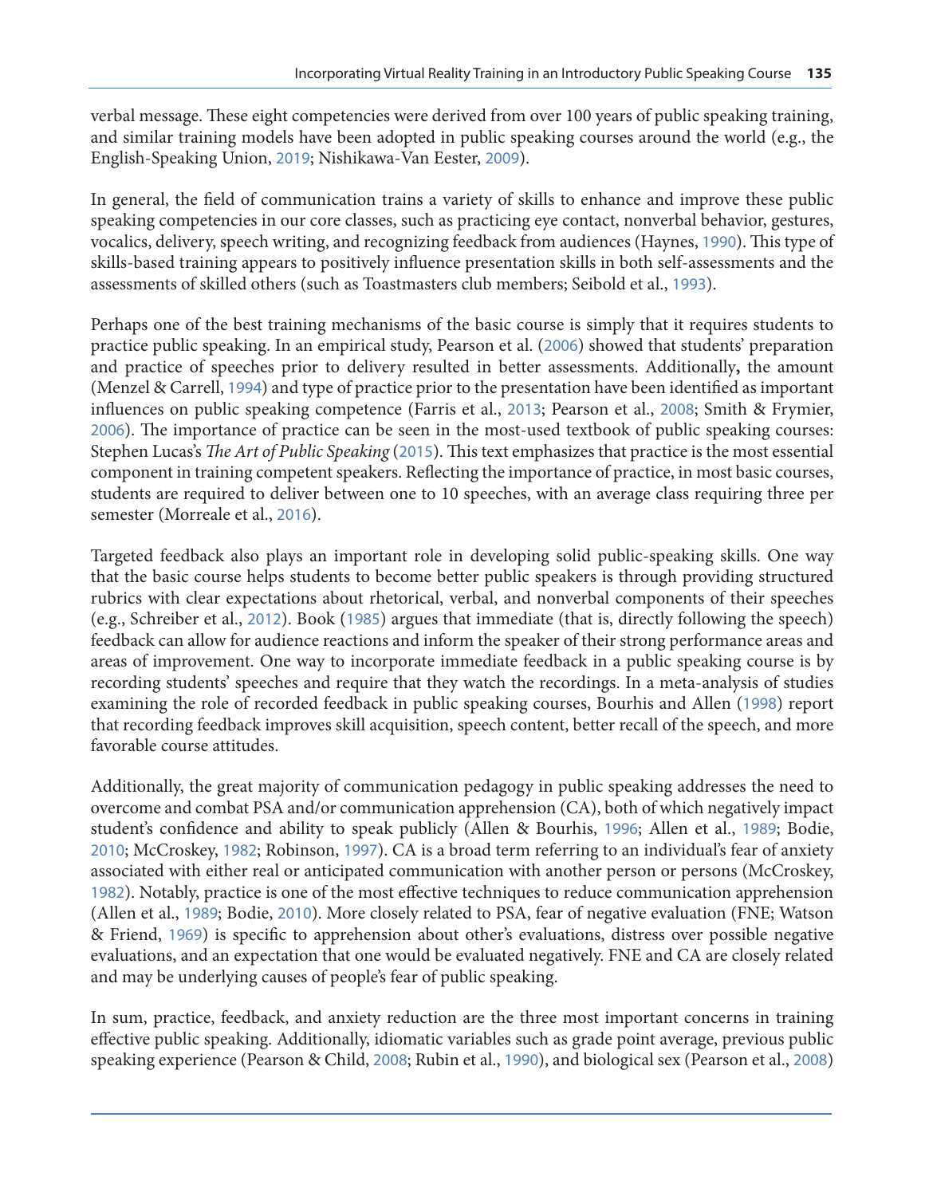verbal message. These eight competencies were derived from over 100 years of public speaking training, and similar training models have been adopted in public speaking courses around the world (e.g., the English-Speaking Union, 2019; Nishikawa-Van Eester, 2009).

In general, the field of communication trains a variety of skills to enhance and improve these public speaking competencies in our core classes, such as practicing eye contact, nonverbal behavior, gestures, vocalics, delivery, speech writing, and recognizing feedback from audiences (Haynes, 1990). This type of skills-based training appears to positively influence presentation skills in both self-assessments and the assessments of skilled others (such as Toastmasters club members; Seibold et al., 1993).

Perhaps one of the best training mechanisms of the basic course is simply that it requires students to practice public speaking. In an empirical study, Pearson et al. (2006) showed that students' preparation and practice of speeches prior to delivery resulted in better assessments. Additionally**,** the amount (Menzel & Carrell, 1994) and type of practice prior to the presentation have been identified as important influences on public speaking competence (Farris et al., 2013; Pearson et al., 2008; Smith & Frymier, 2006). The importance of practice can be seen in the most-used textbook of public speaking courses: Stephen Lucas's *The Art of Public Speaking* (2015). This text emphasizes that practice is the most essential component in training competent speakers. Reflecting the importance of practice, in most basic courses, students are required to deliver between one to 10 speeches, with an average class requiring three per semester (Morreale et al., 2016).

Targeted feedback also plays an important role in developing solid public-speaking skills. One way that the basic course helps students to become better public speakers is through providing structured rubrics with clear expectations about rhetorical, verbal, and nonverbal components of their speeches (e.g., Schreiber et al., 2012). Book (1985) argues that immediate (that is, directly following the speech) feedback can allow for audience reactions and inform the speaker of their strong performance areas and areas of improvement. One way to incorporate immediate feedback in a public speaking course is by recording students' speeches and require that they watch the recordings. In a meta-analysis of studies examining the role of recorded feedback in public speaking courses, Bourhis and Allen (1998) report that recording feedback improves skill acquisition, speech content, better recall of the speech, and more favorable course attitudes.

Additionally, the great majority of communication pedagogy in public speaking addresses the need to overcome and combat PSA and/or communication apprehension (CA), both of which negatively impact student's confidence and ability to speak publicly (Allen & Bourhis, 1996; Allen et al., 1989; Bodie, 2010; McCroskey, 1982; Robinson, 1997). CA is a broad term referring to an individual's fear of anxiety associated with either real or anticipated communication with another person or persons (McCroskey, 1982). Notably, practice is one of the most effective techniques to reduce communication apprehension (Allen et al., 1989; Bodie, 2010). More closely related to PSA, fear of negative evaluation (FNE; Watson & Friend, 1969) is specific to apprehension about other's evaluations, distress over possible negative evaluations, and an expectation that one would be evaluated negatively. FNE and CA are closely related and may be underlying causes of people's fear of public speaking.

In sum, practice, feedback, and anxiety reduction are the three most important concerns in training effective public speaking. Additionally, idiomatic variables such as grade point average, previous public speaking experience (Pearson & Child, 2008; Rubin et al., 1990), and biological sex (Pearson et al., 2008)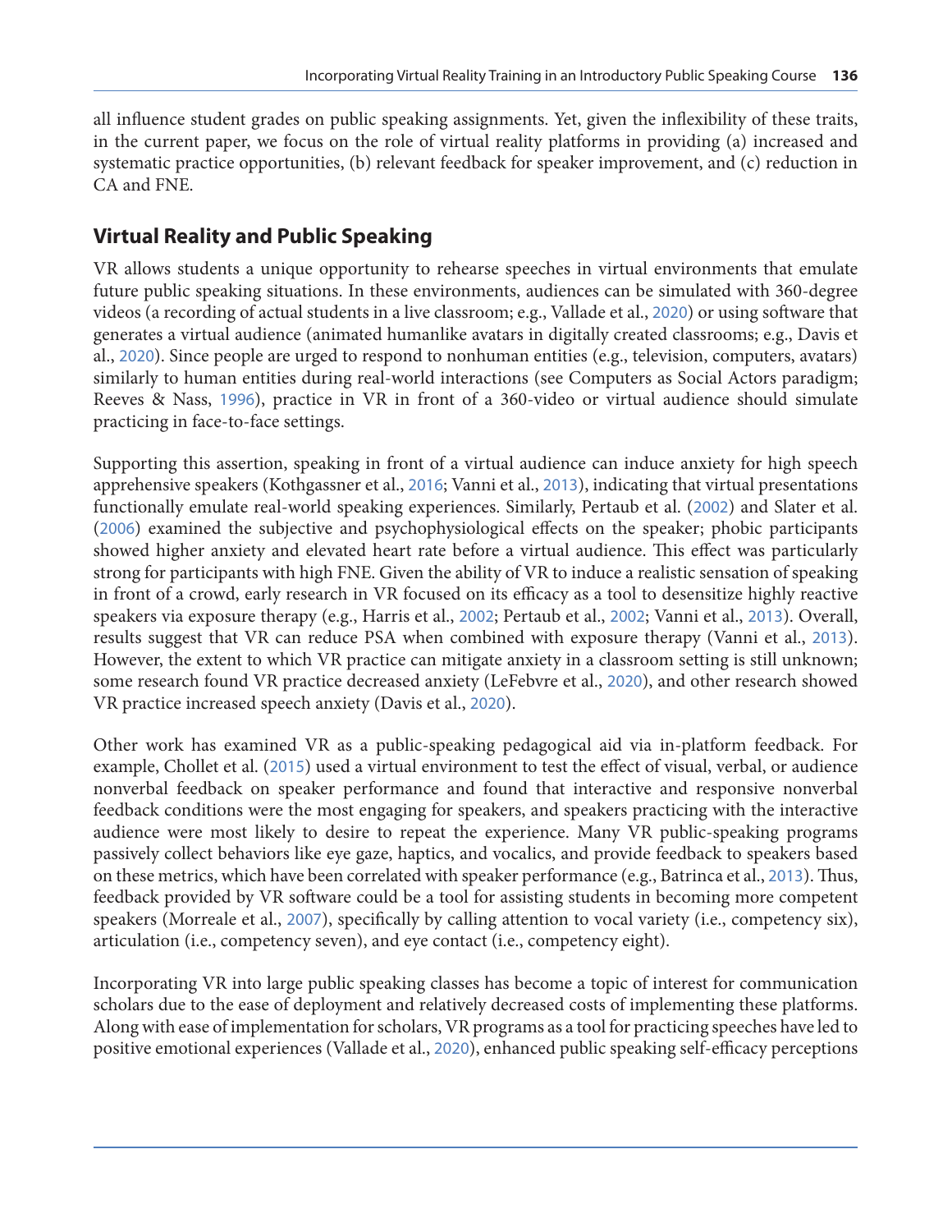all influence student grades on public speaking assignments. Yet, given the inflexibility of these traits, in the current paper, we focus on the role of virtual reality platforms in providing (a) increased and systematic practice opportunities, (b) relevant feedback for speaker improvement, and (c) reduction in CA and FNE.

## Virtual Reality and Public Speaking

VR allows students a unique opportunity to rehearse speeches in virtual environments that emulate future public speaking situations. In these environments, audiences can be simulated with 360-degree videos (a recording of actual students in a live classroom; e.g., Vallade et al., 2020) or using software that generates a virtual audience (animated humanlike avatars in digitally created classrooms; e.g., Davis et al., 2020). Since people are urged to respond to nonhuman entities (e.g., television, computers, avatars) similarly to human entities during real-world interactions (see Computers as Social Actors paradigm; Reeves & Nass, 1996), practice in VR in front of a 360-video or virtual audience should simulate practicing in face-to-face settings.

Supporting this assertion, speaking in front of a virtual audience can induce anxiety for high speech apprehensive speakers (Kothgassner et al., 2016; Vanni et al., 2013), indicating that virtual presentations functionally emulate real-world speaking experiences. Similarly, Pertaub et al. (2002) and Slater et al. (2006) examined the subjective and psychophysiological effects on the speaker; phobic participants showed higher anxiety and elevated heart rate before a virtual audience. This effect was particularly strong for participants with high FNE. Given the ability of VR to induce a realistic sensation of speaking in front of a crowd, early research in VR focused on its efficacy as a tool to desensitize highly reactive speakers via exposure therapy (e.g., Harris et al., 2002; Pertaub et al., 2002; Vanni et al., 2013). Overall, results suggest that VR can reduce PSA when combined with exposure therapy (Vanni et al., 2013). However, the extent to which VR practice can mitigate anxiety in a classroom setting is still unknown; some research found VR practice decreased anxiety (LeFebvre et al., 2020), and other research showed VR practice increased speech anxiety (Davis et al., 2020).

Other work has examined VR as a public-speaking pedagogical aid via in-platform feedback. For example, Chollet et al. (2015) used a virtual environment to test the effect of visual, verbal, or audience nonverbal feedback on speaker performance and found that interactive and responsive nonverbal feedback conditions were the most engaging for speakers, and speakers practicing with the interactive audience were most likely to desire to repeat the experience. Many VR public-speaking programs passively collect behaviors like eye gaze, haptics, and vocalics, and provide feedback to speakers based on these metrics, which have been correlated with speaker performance (e.g., Batrinca et al., 2013). Thus, feedback provided by VR software could be a tool for assisting students in becoming more competent speakers (Morreale et al., 2007), specifically by calling attention to vocal variety (i.e., competency six), articulation (i.e., competency seven), and eye contact (i.e., competency eight).

Incorporating VR into large public speaking classes has become a topic of interest for communication scholars due to the ease of deployment and relatively decreased costs of implementing these platforms. Along with ease of implementation for scholars, VR programs as a tool for practicing speeches have led to positive emotional experiences (Vallade et al., 2020), enhanced public speaking self-efficacy perceptions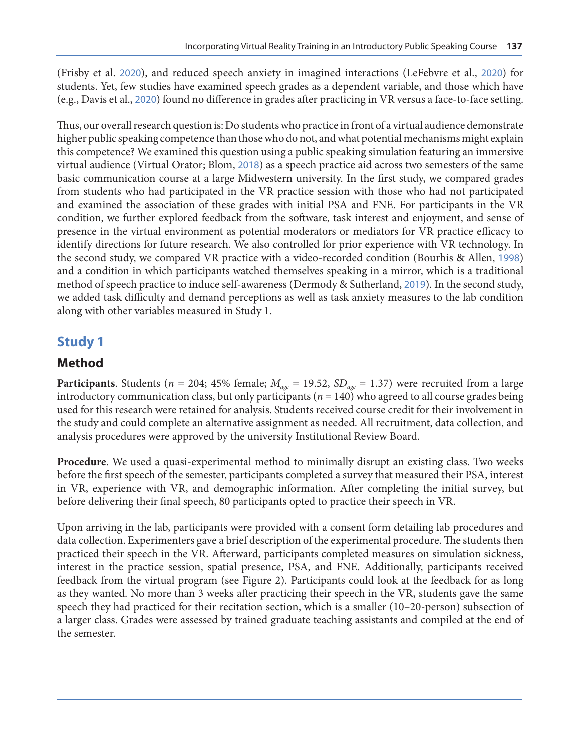(Frisby et al. 2020), and reduced speech anxiety in imagined interactions (LeFebvre et al., 2020) for students. Yet, few studies have examined speech grades as a dependent variable, and those which have (e.g., Davis et al., 2020) found no difference in grades after practicing in VR versus a face-to-face setting.

Thus, our overall research question is: Do students who practice in front of a virtual audience demonstrate higher public speaking competence than those who do not, and what potential mechanisms might explain this competence? We examined this question using a public speaking simulation featuring an immersive virtual audience (Virtual Orator; Blom, 2018) as a speech practice aid across two semesters of the same basic communication course at a large Midwestern university. In the first study, we compared grades from students who had participated in the VR practice session with those who had not participated and examined the association of these grades with initial PSA and FNE. For participants in the VR condition, we further explored feedback from the software, task interest and enjoyment, and sense of presence in the virtual environment as potential moderators or mediators for VR practice efficacy to identify directions for future research. We also controlled for prior experience with VR technology. In the second study, we compared VR practice with a video-recorded condition (Bourhis & Allen, 1998) and a condition in which participants watched themselves speaking in a mirror, which is a traditional method of speech practice to induce self-awareness (Dermody & Sutherland, 2019). In the second study, we added task difficulty and demand perceptions as well as task anxiety measures to the lab condition along with other variables measured in Study 1.

## Study 1

### Method

**Participants**. Students ($n$ = 204; 45% female; $M_{age}$ = 19.52, $SD_{age}$ = 1.37) were recruited from a large introductory communication class, but only participants ($n$ = 140) who agreed to all course grades being used for this research were retained for analysis. Students received course credit for their involvement in the study and could complete an alternative assignment as needed. All recruitment, data collection, and analysis procedures were approved by the university Institutional Review Board.

**Procedure**. We used a quasi-experimental method to minimally disrupt an existing class. Two weeks before the first speech of the semester, participants completed a survey that measured their PSA, interest in VR, experience with VR, and demographic information. After completing the initial survey, but before delivering their final speech, 80 participants opted to practice their speech in VR.

Upon arriving in the lab, participants were provided with a consent form detailing lab procedures and data collection. Experimenters gave a brief description of the experimental procedure. The students then practiced their speech in the VR. Afterward, participants completed measures on simulation sickness, interest in the practice session, spatial presence, PSA, and FNE. Additionally, participants received feedback from the virtual program (see Figure 2). Participants could look at the feedback for as long as they wanted. No more than 3 weeks after practicing their speech in the VR, students gave the same speech they had practiced for their recitation section, which is a smaller (10–20-person) subsection of a larger class. Grades were assessed by trained graduate teaching assistants and compiled at the end of the semester.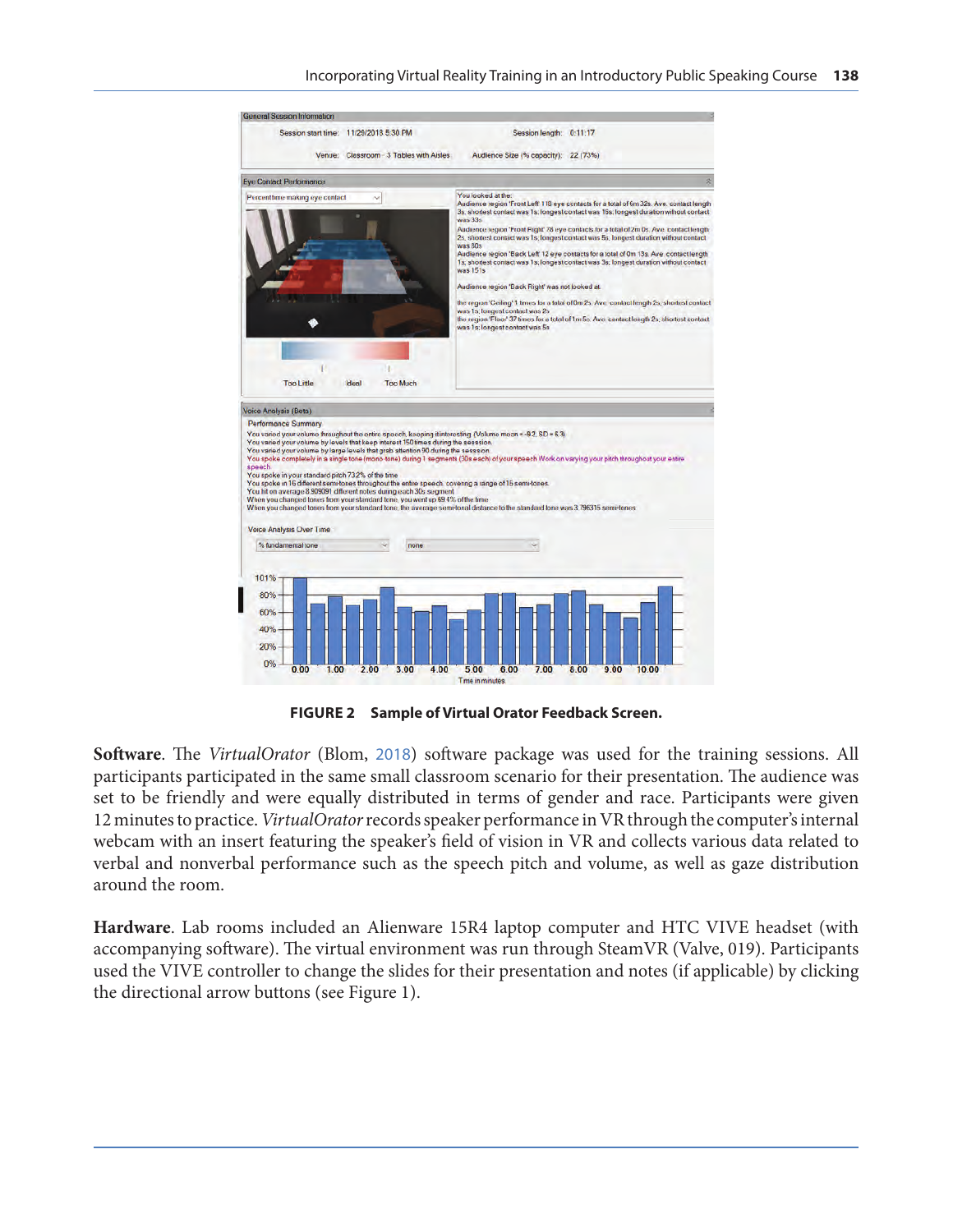**FIGURE 2 Sample of Virtual Orator Feedback Screen.**

**Software**. The *VirtualOrator* (Blom, 2018) software package was used for the training sessions. All participants participated in the same small classroom scenario for their presentation. The audience was set to be friendly and were equally distributed in terms of gender and race. Participants were given 12 minutes to practice. *VirtualOrator* records speaker performance in VR through the computer's internal webcam with an insert featuring the speaker's field of vision in VR and collects various data related to verbal and nonverbal performance such as the speech pitch and volume, as well as gaze distribution around the room.

**Hardware**. Lab rooms included an Alienware 15R4 laptop computer and HTC VIVE headset (with accompanying software). The virtual environment was run through SteamVR (Valve, 019). Participants used the VIVE controller to change the slides for their presentation and notes (if applicable) by clicking the directional arrow buttons (see Figure 1).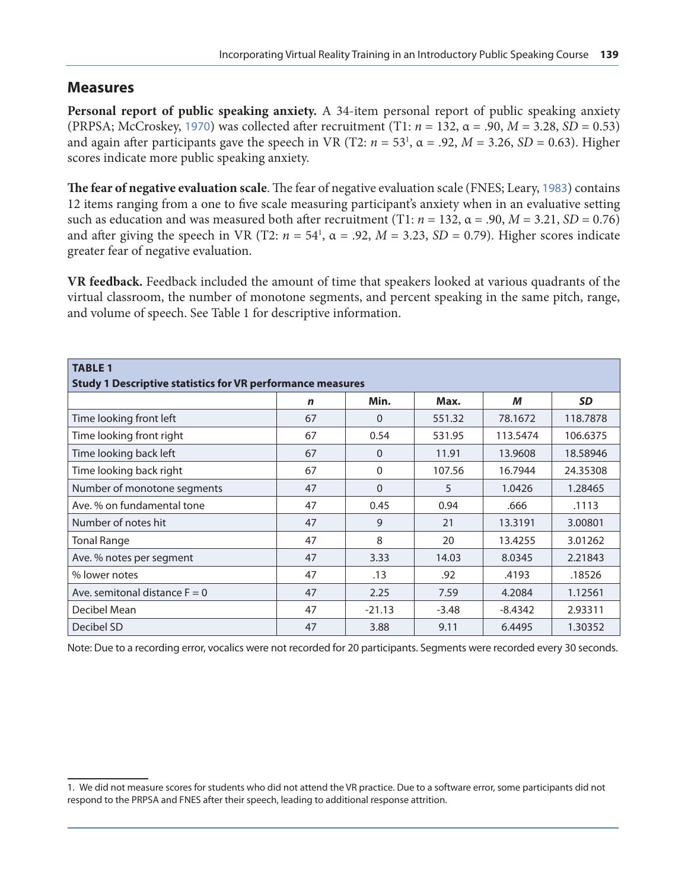## Measures

**Personal report of public speaking anxiety.** A 34-item personal report of public speaking anxiety (PRPSA; McCroskey, 1970) was collected after recruitment (T1: $n = 132$, $\alpha = .90$, $M = 3.28$, $SD = 0.53$) and again after participants gave the speech in VR (T2: $n = 53$[1], $\alpha = .92$, $M = 3.26$, $SD = 0.63$). Higher scores indicate more public speaking anxiety.

**The fear of negative evaluation scale**. The fear of negative evaluation scale (FNES; Leary, 1983) contains 12 items ranging from a one to five scale measuring participant's anxiety when in an evaluative setting such as education and was measured both after recruitment (T1: $n = 132$, $\alpha = .90$, $M = 3.21$, $SD = 0.76$) and after giving the speech in VR (T2: $n = 54$[1], $\alpha = .92$, $M = 3.23$, $SD = 0.79$). Higher scores indicate greater fear of negative evaluation.

**VR feedback.** Feedback included the amount of time that speakers looked at various quadrants of the virtual classroom, the number of monotone segments, and percent speaking in the same pitch, range, and volume of speech. See Table 1 for descriptive information.

**TABLE 1**
**Study 1 Descriptive statistics for VR performance measures**

| | *n* | Min. | Max. | *M* | *SD* |
|---|---|---|---|---|---|
| Time looking front left | 67 | 0 | 551.32 | 78.1672 | 118.7878 |
| Time looking front right | 67 | 0.54 | 531.95 | 113.5474 | 106.6375 |
| Time looking back left | 67 | 0 | 11.91 | 13.9608 | 18.58946 |
| Time looking back right | 67 | 0 | 107.56 | 16.7944 | 24.35308 |
| Number of monotone segments | 47 | 0 | 5 | 1.0426 | 1.28465 |
| Ave. % on fundamental tone | 47 | 0.45 | 0.94 | .666 | .1113 |
| Number of notes hit | 47 | 9 | 21 | 13.3191 | 3.00801 |
| Tonal Range | 47 | 8 | 20 | 13.4255 | 3.01262 |
| Ave. % notes per segment | 47 | 3.33 | 14.03 | 8.0345 | 2.21843 |
| % lower notes | 47 | .13 | .92 | .4193 | .18526 |
| Ave. semitonal distance F = 0 | 47 | 2.25 | 7.59 | 4.2084 | 1.12561 |
| Decibel Mean | 47 | -21.13 | -3.48 | -8.4342 | 2.93311 |
| Decibel SD | 47 | 3.88 | 9.11 | 6.4495 | 1.30352 |

Note: Due to a recording error, vocalics were not recorded for 20 participants. Segments were recorded every 30 seconds.

1. We did not measure scores for students who did not attend the VR practice. Due to a software error, some participants did not respond to the PRPSA and FNES after their speech, leading to additional response attrition.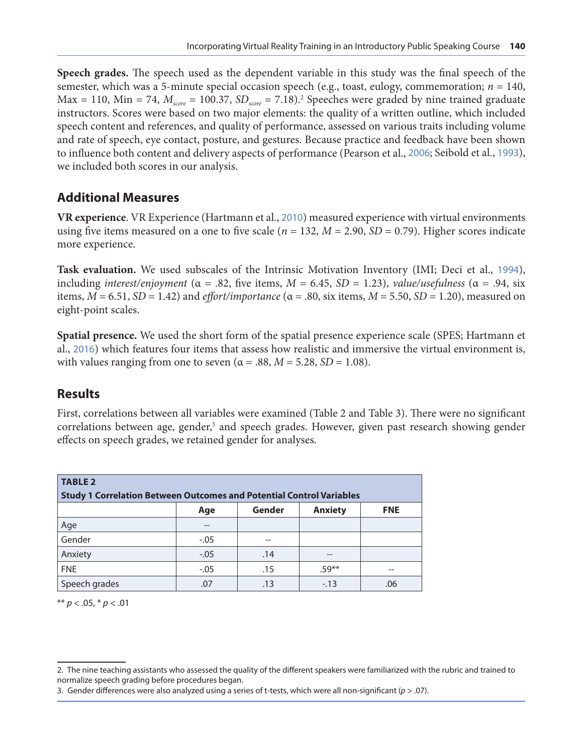**Speech grades.** The speech used as the dependent variable in this study was the final speech of the semester, which was a 5-minute special occasion speech (e.g., toast, eulogy, commemoration; $n = 140$, Max = 110, Min = 74, $M_{score} = 100.37$, $SD_{score} = 7.18$).[2] Speeches were graded by nine trained graduate instructors. Scores were based on two major elements: the quality of a written outline, which included speech content and references, and quality of performance, assessed on various traits including volume and rate of speech, eye contact, posture, and gestures. Because practice and feedback have been shown to influence both content and delivery aspects of performance (Pearson et al., 2006; Seibold et al., 1993), we included both scores in our analysis.

## Additional Measures

**VR experience**. VR Experience (Hartmann et al., 2010) measured experience with virtual environments using five items measured on a one to five scale ($n = 132$, $M = 2.90$, $SD = 0.79$). Higher scores indicate more experience.

**Task evaluation.** We used subscales of the Intrinsic Motivation Inventory (IMI; Deci et al., 1994), including *interest/enjoyment* ($\alpha = .82$, five items, $M = 6.45$, $SD = 1.23$), *value/usefulness* ($\alpha = .94$, six items, $M = 6.51$, $SD = 1.42$) and *effort/importance* ($\alpha = .80$, six items, $M = 5.50$, $SD = 1.20$), measured on eight-point scales.

**Spatial presence.** We used the short form of the spatial presence experience scale (SPES; Hartmann et al., 2016) which features four items that assess how realistic and immersive the virtual environment is, with values ranging from one to seven ($\alpha = .88$, $M = 5.28$, $SD = 1.08$).

## Results

First, correlations between all variables were examined (Table 2 and Table 3). There were no significant correlations between age, gender,[3] and speech grades. However, given past research showing gender effects on speech grades, we retained gender for analyses.

**TABLE 2**
**Study 1 Correlation Between Outcomes and Potential Control Variables**

| | Age | Gender | Anxiety | FNE |
|---|---|---|---|---|
| Age | -- | | | |
| Gender | -.05 | -- | | |
| Anxiety | -.05 | .14 | -- | |
| FNE | -.05 | .15 | .59** | -- |
| Speech grades | .07 | .13 | -.13 | .06 |

** $p < .05$, * $p < .01$

2. The nine teaching assistants who assessed the quality of the different speakers were familiarized with the rubric and trained to normalize speech grading before procedures began.

3. Gender differences were also analyzed using a series of t-tests, which were all non-significant ($p > .07$).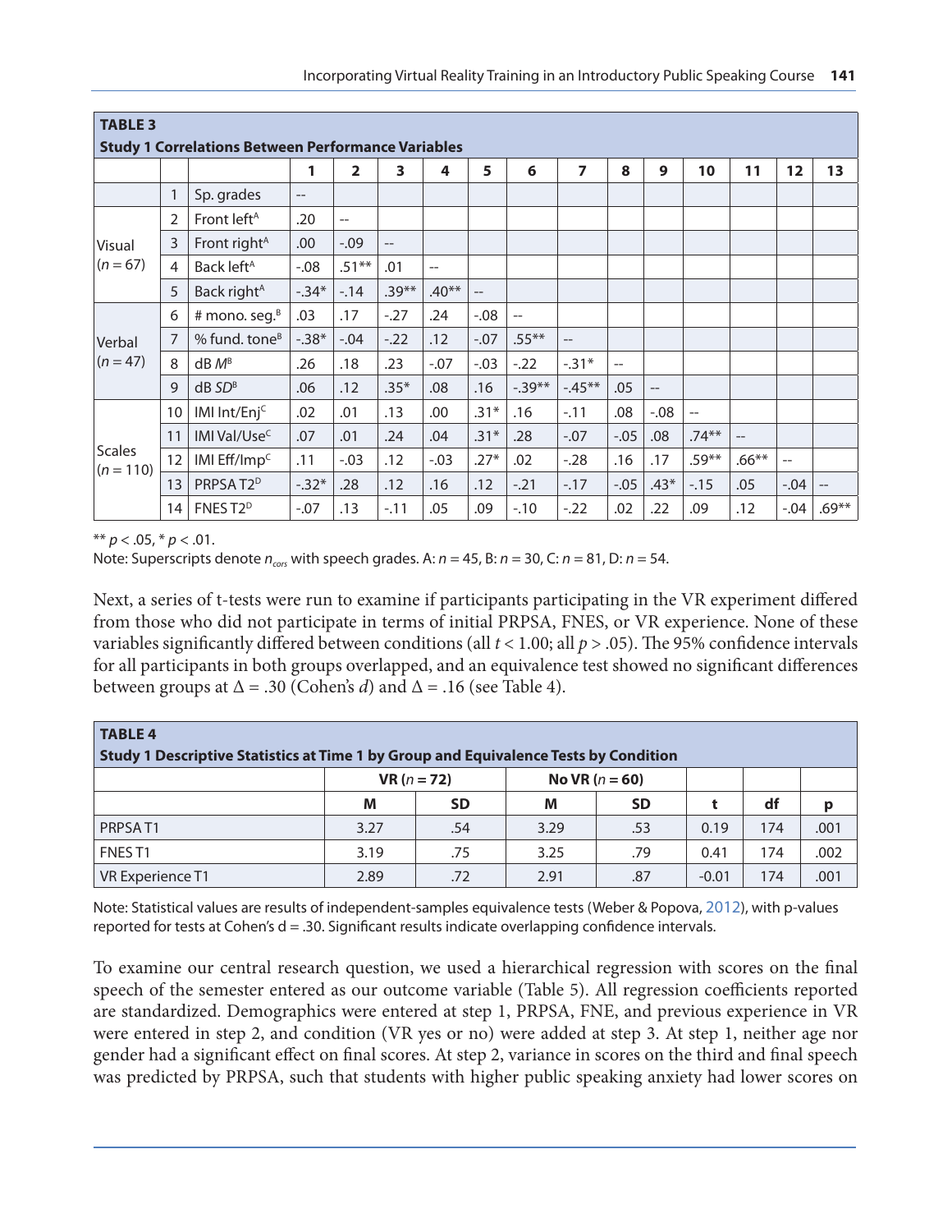**TABLE 3**
**Study 1 Correlations Between Performance Variables**

| | | | 1 | 2 | 3 | 4 | 5 | 6 | 7 | 8 | 9 | 10 | 11 | 12 | 13 |
|---|---|---|---|---|---|---|---|---|---|---|---|---|---|---|---|
| | 1 | Sp. grades | -- | | | | | | | | | | | | |
| Visual ($n = 67$) | 2 | Front left[A] | .20 | -- | | | | | | | | | | | |
| | 3 | Front right[A] | .00 | -.09 | -- | | | | | | | | | | |
| | 4 | Back left[A] | -.08 | .51** | .01 | -- | | | | | | | | | |
| | 5 | Back right[A] | -.34* | -.14 | .39** | .40** | -- | | | | | | | | |
| Verbal ($n = 47$) | 6 | # mono. seg.[B] | .03 | .17 | -.27 | .24 | -.08 | -- | | | | | | | |
| | 7 | % fund. tone[B] | -.38* | -.04 | -.22 | .12 | -.07 | .55** | -- | | | | | | |
| | 8 | dB *M*[B] | .26 | .18 | .23 | -.07 | -.03 | -.22 | -.31* | -- | | | | | |
| | 9 | dB *SD*[B] | .06 | .12 | .35* | .08 | .16 | -.39** | -.45** | .05 | -- | | | | |
| Scales ($n = 110$) | 10 | IMI Int/Enj[C] | .02 | .01 | .13 | .00 | .31* | .16 | -.11 | .08 | -.08 | -- | | | |
| | 11 | IMI Val/Use[C] | .07 | .01 | .24 | .04 | .31* | .28 | -.07 | -.05 | .08 | .74** | -- | | |
| | 12 | IMI Eff/Imp[C] | .11 | -.03 | .12 | -.03 | .27* | .02 | -.28 | .16 | .17 | .59** | .66** | -- | |
| | 13 | PRPSA T2[D] | -.32* | .28 | .12 | .16 | .12 | -.21 | -.17 | -.05 | .43* | -.15 | .05 | -.04 | -- |
| | 14 | FNES T2[D] | -.07 | .13 | -.11 | .05 | .09 | -.10 | -.22 | .02 | .22 | .09 | .12 | -.04 | .69** |

** $p < .05$, * $p < .01$.

Note: Superscripts denote $n_{cors}$ with speech grades. A: $n = 45$, B: $n = 30$, C: $n = 81$, D: $n = 54$.

Next, a series of t-tests were run to examine if participants participating in the VR experiment differed from those who did not participate in terms of initial PRPSA, FNES, or VR experience. None of these variables significantly differed between conditions (all $t < 1.00$; all $p > .05$). The 95% confidence intervals for all participants in both groups overlapped, and an equivalence test showed no significant differences between groups at $\Delta = .30$ (Cohen's *d*) and $\Delta = .16$ (see Table 4).

**TABLE 4**
**Study 1 Descriptive Statistics at Time 1 by Group and Equivalence Tests by Condition**

| | VR ($n = 72$) | | No VR ($n = 60$) | | | | |
|---|---|---|---|---|---|---|---|
| | M | SD | M | SD | t | df | p |
| PRPSA T1 | 3.27 | .54 | 3.29 | .53 | 0.19 | 174 | .001 |
| FNES T1 | 3.19 | .75 | 3.25 | .79 | 0.41 | 174 | .002 |
| VR Experience T1 | 2.89 | .72 | 2.91 | .87 | -0.01 | 174 | .001 |

Note: Statistical values are results of independent-samples equivalence tests (Weber & Popova, 2012), with p-values reported for tests at Cohen's d = .30. Significant results indicate overlapping confidence intervals.

To examine our central research question, we used a hierarchical regression with scores on the final speech of the semester entered as our outcome variable (Table 5). All regression coefficients reported are standardized. Demographics were entered at step 1, PRPSA, FNE, and previous experience in VR were entered in step 2, and condition (VR yes or no) were added at step 3. At step 1, neither age nor gender had a significant effect on final scores. At step 2, variance in scores on the third and final speech was predicted by PRPSA, such that students with higher public speaking anxiety had lower scores on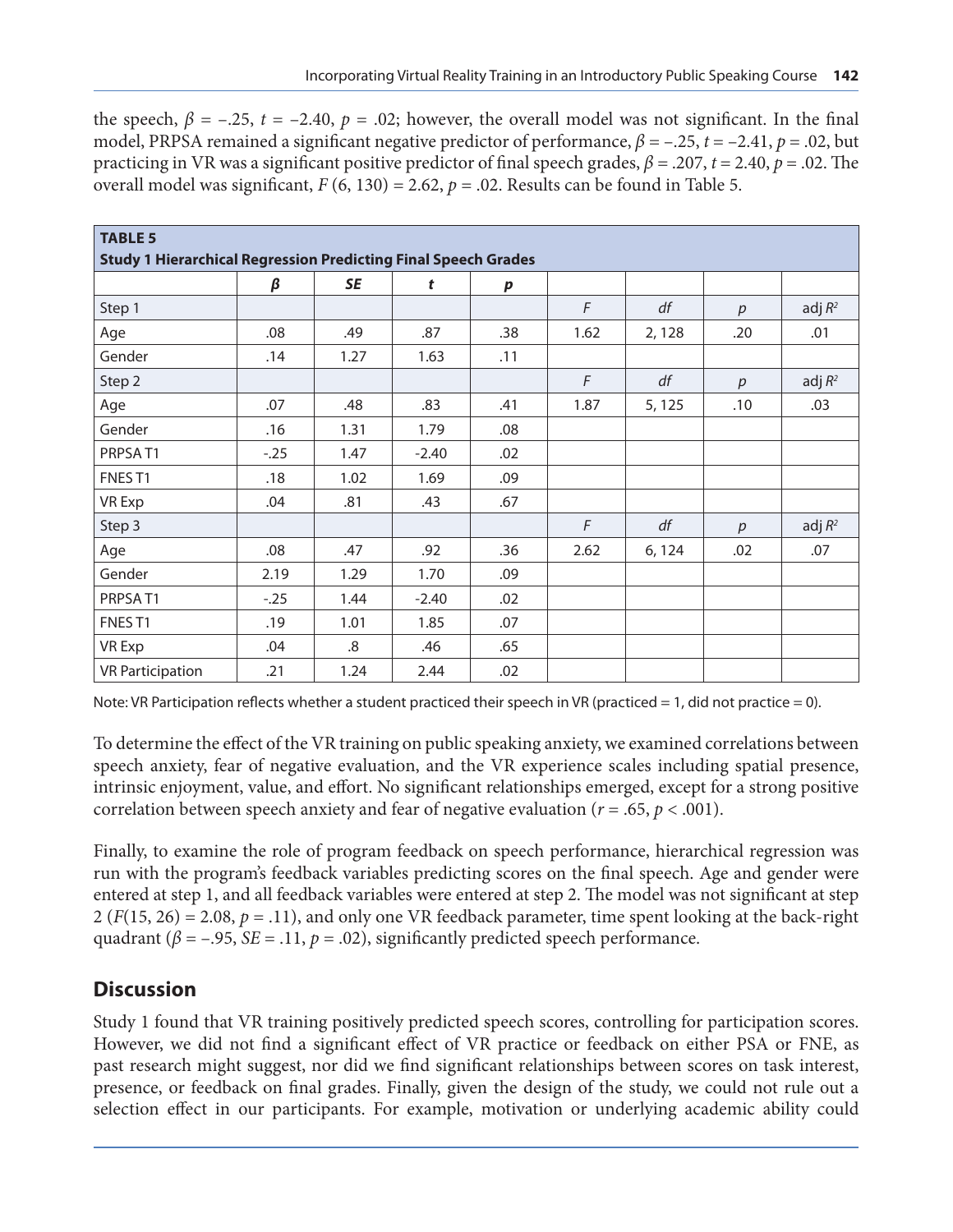the speech, $\beta = -.25$, $t = -2.40$, $p = .02$; however, the overall model was not significant. In the final model, PRPSA remained a significant negative predictor of performance, $\beta = -.25$, $t = -2.41$, $p = .02$, but practicing in VR was a significant positive predictor of final speech grades, $\beta = .207$, $t = 2.40$, $p = .02$. The overall model was significant, $F(6, 130) = 2.62$, $p = .02$. Results can be found in Table 5.

**TABLE 5**
**Study 1 Hierarchical Regression Predicting Final Speech Grades**

| | $\beta$ | *SE* | *t* | *p* | | | | |
|---|---|---|---|---|---|---|---|---|
| Step 1 | | | | | *F* | *df* | *p* | adj $R^2$ |
| Age | .08 | .49 | .87 | .38 | 1.62 | 2, 128 | .20 | .01 |
| Gender | .14 | 1.27 | 1.63 | .11 | | | | |
| Step 2 | | | | | *F* | *df* | *p* | adj $R^2$ |
| Age | .07 | .48 | .83 | .41 | 1.87 | 5, 125 | .10 | .03 |
| Gender | .16 | 1.31 | 1.79 | .08 | | | | |
| PRPSA T1 | -.25 | 1.47 | -2.40 | .02 | | | | |
| FNES T1 | .18 | 1.02 | 1.69 | .09 | | | | |
| VR Exp | .04 | .81 | .43 | .67 | | | | |
| Step 3 | | | | | *F* | *df* | *p* | adj $R^2$ |
| Age | .08 | .47 | .92 | .36 | 2.62 | 6, 124 | .02 | .07 |
| Gender | 2.19 | 1.29 | 1.70 | .09 | | | | |
| PRPSA T1 | -.25 | 1.44 | -2.40 | .02 | | | | |
| FNES T1 | .19 | 1.01 | 1.85 | .07 | | | | |
| VR Exp | .04 | .8 | .46 | .65 | | | | |
| VR Participation | .21 | 1.24 | 2.44 | .02 | | | | |

Note: VR Participation reflects whether a student practiced their speech in VR (practiced = 1, did not practice = 0).

To determine the effect of the VR training on public speaking anxiety, we examined correlations between speech anxiety, fear of negative evaluation, and the VR experience scales including spatial presence, intrinsic enjoyment, value, and effort. No significant relationships emerged, except for a strong positive correlation between speech anxiety and fear of negative evaluation ($r = .65$, $p < .001$).

Finally, to examine the role of program feedback on speech performance, hierarchical regression was run with the program's feedback variables predicting scores on the final speech. Age and gender were entered at step 1, and all feedback variables were entered at step 2. The model was not significant at step 2 ($F(15, 26) = 2.08$, $p = .11$), and only one VR feedback parameter, time spent looking at the back-right quadrant ($\beta = -.95$, $SE = .11$, $p = .02$), significantly predicted speech performance.

## Discussion

Study 1 found that VR training positively predicted speech scores, controlling for participation scores. However, we did not find a significant effect of VR practice or feedback on either PSA or FNE, as past research might suggest, nor did we find significant relationships between scores on task interest, presence, or feedback on final grades. Finally, given the design of the study, we could not rule out a selection effect in our participants. For example, motivation or underlying academic ability could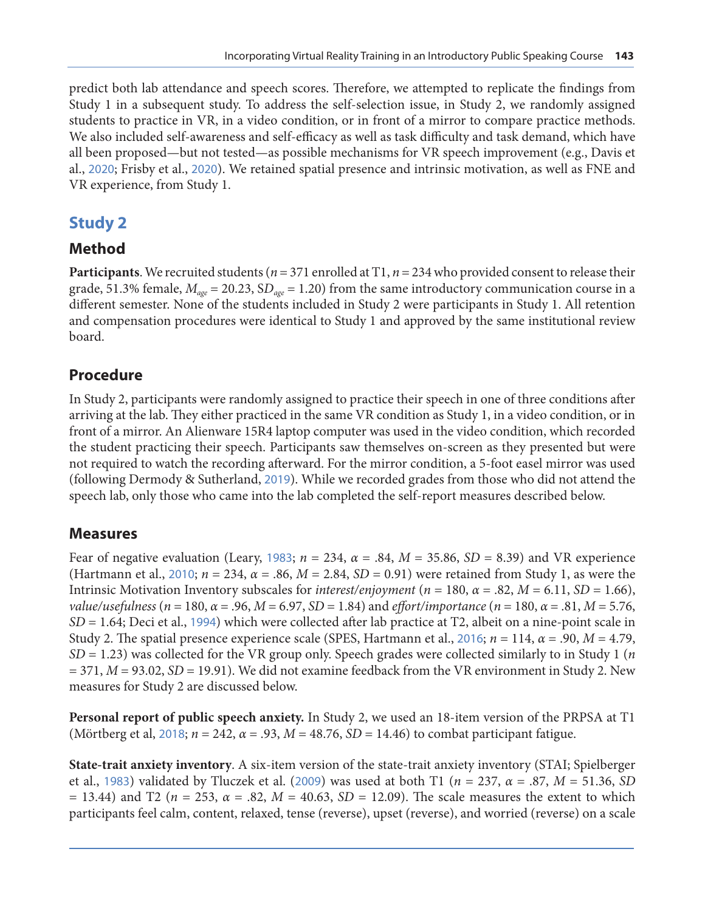predict both lab attendance and speech scores. Therefore, we attempted to replicate the findings from Study 1 in a subsequent study. To address the self-selection issue, in Study 2, we randomly assigned students to practice in VR, in a video condition, or in front of a mirror to compare practice methods. We also included self-awareness and self-efficacy as well as task difficulty and task demand, which have all been proposed—but not tested—as possible mechanisms for VR speech improvement (e.g., Davis et al., 2020; Frisby et al., 2020). We retained spatial presence and intrinsic motivation, as well as FNE and VR experience, from Study 1.

## Study 2

### Method

**Participants**. We recruited students ($n = 371$ enrolled at T1, $n = 234$ who provided consent to release their grade, 51.3% female, $M_{age} = 20.23$, $SD_{age} = 1.20$) from the same introductory communication course in a different semester. None of the students included in Study 2 were participants in Study 1. All retention and compensation procedures were identical to Study 1 and approved by the same institutional review board.

### Procedure

In Study 2, participants were randomly assigned to practice their speech in one of three conditions after arriving at the lab. They either practiced in the same VR condition as Study 1, in a video condition, or in front of a mirror. An Alienware 15R4 laptop computer was used in the video condition, which recorded the student practicing their speech. Participants saw themselves on-screen as they presented but were not required to watch the recording afterward. For the mirror condition, a 5-foot easel mirror was used (following Dermody & Sutherland, 2019). While we recorded grades from those who did not attend the speech lab, only those who came into the lab completed the self-report measures described below.

### Measures

Fear of negative evaluation (Leary, 1983; $n = 234$, $\alpha = .84$, $M = 35.86$, $SD = 8.39$) and VR experience (Hartmann et al., 2010; $n = 234$, $\alpha = .86$, $M = 2.84$, $SD = 0.91$) were retained from Study 1, as were the Intrinsic Motivation Inventory subscales for *interest/enjoyment* ($n = 180$, $\alpha = .82$, $M = 6.11$, $SD = 1.66$), *value/usefulness* ($n = 180$, $\alpha = .96$, $M = 6.97$, $SD = 1.84$) and *effort/importance* ($n = 180$, $\alpha = .81$, $M = 5.76$, $SD = 1.64$; Deci et al., 1994) which were collected after lab practice at T2, albeit on a nine-point scale in Study 2. The spatial presence experience scale (SPES, Hartmann et al., 2016; $n = 114$, $\alpha = .90$, $M = 4.79$, $SD = 1.23$) was collected for the VR group only. Speech grades were collected similarly to in Study 1 ($n = 371$, $M = 93.02$, $SD = 19.91$). We did not examine feedback from the VR environment in Study 2. New measures for Study 2 are discussed below.

**Personal report of public speech anxiety.** In Study 2, we used an 18-item version of the PRPSA at T1 (Mörtberg et al, 2018; $n = 242$, $\alpha = .93$, $M = 48.76$, $SD = 14.46$) to combat participant fatigue.

**State-trait anxiety inventory**. A six-item version of the state-trait anxiety inventory (STAI; Spielberger et al., 1983) validated by Tluczek et al. (2009) was used at both T1 ($n = 237$, $\alpha = .87$, $M = 51.36$, $SD = 13.44$) and T2 ($n = 253$, $\alpha = .82$, $M = 40.63$, $SD = 12.09$). The scale measures the extent to which participants feel calm, content, relaxed, tense (reverse), upset (reverse), and worried (reverse) on a scale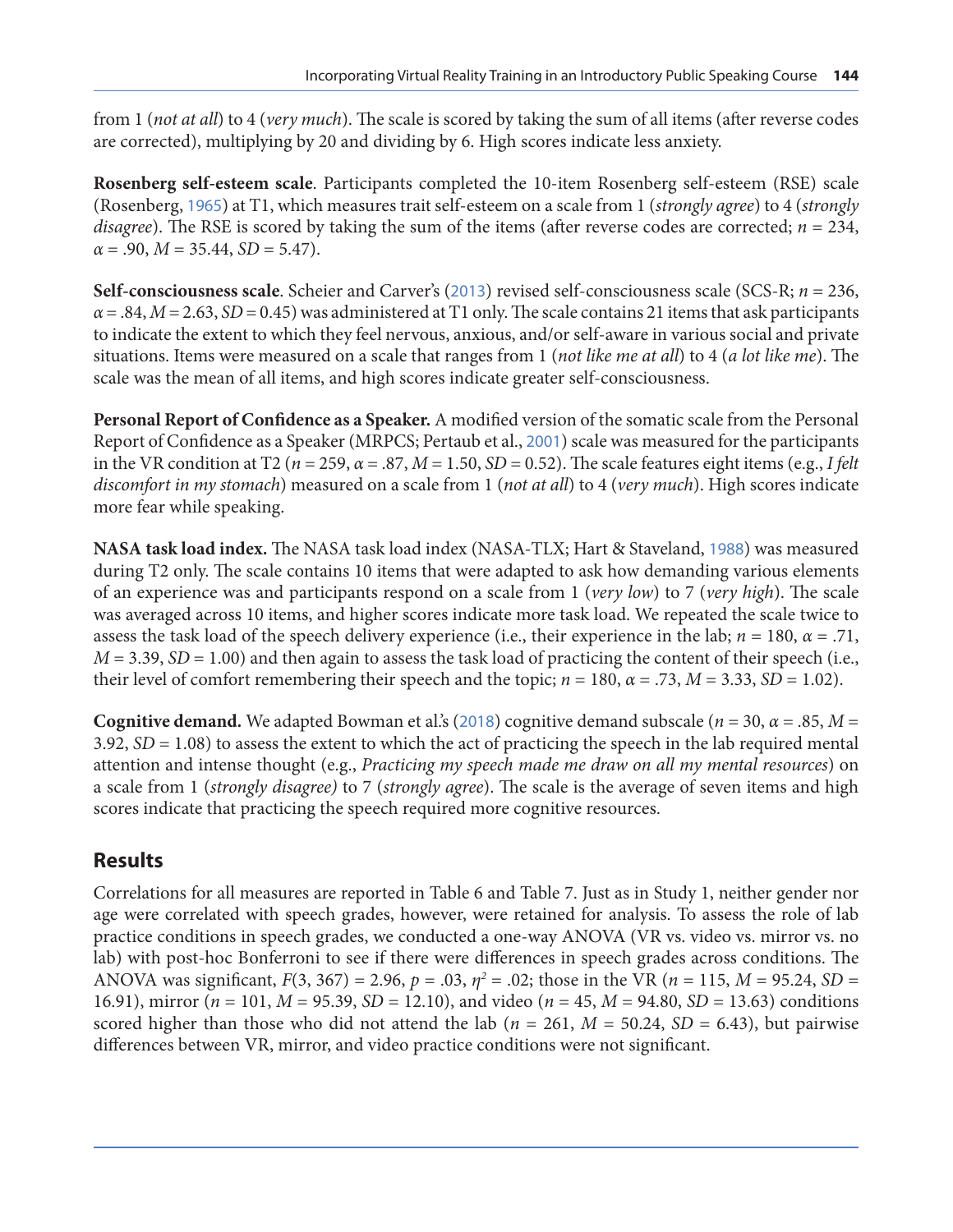from 1 (*not at all*) to 4 (*very much*). The scale is scored by taking the sum of all items (after reverse codes are corrected), multiplying by 20 and dividing by 6. High scores indicate less anxiety.

**Rosenberg self-esteem scale**. Participants completed the 10-item Rosenberg self-esteem (RSE) scale (Rosenberg, 1965) at T1, which measures trait self-esteem on a scale from 1 (*strongly agree*) to 4 (*strongly disagree*). The RSE is scored by taking the sum of the items (after reverse codes are corrected; $n$ = 234, $\alpha$ = .90, $M$ = 35.44, $SD$ = 5.47).

**Self-consciousness scale**. Scheier and Carver's (2013) revised self-consciousness scale (SCS-R; $n$ = 236, $\alpha$ = .84, $M$ = 2.63, $SD$ = 0.45) was administered at T1 only. The scale contains 21 items that ask participants to indicate the extent to which they feel nervous, anxious, and/or self-aware in various social and private situations. Items were measured on a scale that ranges from 1 (*not like me at all*) to 4 (*a lot like me*). The scale was the mean of all items, and high scores indicate greater self-consciousness.

**Personal Report of Confidence as a Speaker.** A modified version of the somatic scale from the Personal Report of Confidence as a Speaker (MRPCS; Pertaub et al., 2001) scale was measured for the participants in the VR condition at T2 ($n$ = 259, $\alpha$ = .87, $M$ = 1.50, $SD$ = 0.52). The scale features eight items (e.g., *I felt discomfort in my stomach*) measured on a scale from 1 (*not at all*) to 4 (*very much*). High scores indicate more fear while speaking.

**NASA task load index.** The NASA task load index (NASA-TLX; Hart & Staveland, 1988) was measured during T2 only. The scale contains 10 items that were adapted to ask how demanding various elements of an experience was and participants respond on a scale from 1 (*very low*) to 7 (*very high*). The scale was averaged across 10 items, and higher scores indicate more task load. We repeated the scale twice to assess the task load of the speech delivery experience (i.e., their experience in the lab; $n$ = 180, $\alpha$ = .71, $M$ = 3.39, $SD$ = 1.00) and then again to assess the task load of practicing the content of their speech (i.e., their level of comfort remembering their speech and the topic; $n$ = 180, $\alpha$ = .73, $M$ = 3.33, $SD$ = 1.02).

**Cognitive demand.** We adapted Bowman et al.'s (2018) cognitive demand subscale ($n$ = 30, $\alpha$ = .85, $M$ = 3.92, $SD$ = 1.08) to assess the extent to which the act of practicing the speech in the lab required mental attention and intense thought (e.g., *Practicing my speech made me draw on all my mental resources*) on a scale from 1 (*strongly disagree)* to 7 (*strongly agree*). The scale is the average of seven items and high scores indicate that practicing the speech required more cognitive resources.

## Results

Correlations for all measures are reported in Table 6 and Table 7. Just as in Study 1, neither gender nor age were correlated with speech grades, however, were retained for analysis. To assess the role of lab practice conditions in speech grades, we conducted a one-way ANOVA (VR vs. video vs. mirror vs. no lab) with post-hoc Bonferroni to see if there were differences in speech grades across conditions. The ANOVA was significant, $F(3, 367) = 2.96$, $p$ = .03, $\eta^2$ = .02; those in the VR ($n$ = 115, $M$ = 95.24, $SD$ = 16.91), mirror ($n$ = 101, $M$ = 95.39, $SD$ = 12.10), and video ($n$ = 45, $M$ = 94.80, $SD$ = 13.63) conditions scored higher than those who did not attend the lab ($n$ = 261, $M$ = 50.24, $SD$ = 6.43), but pairwise differences between VR, mirror, and video practice conditions were not significant.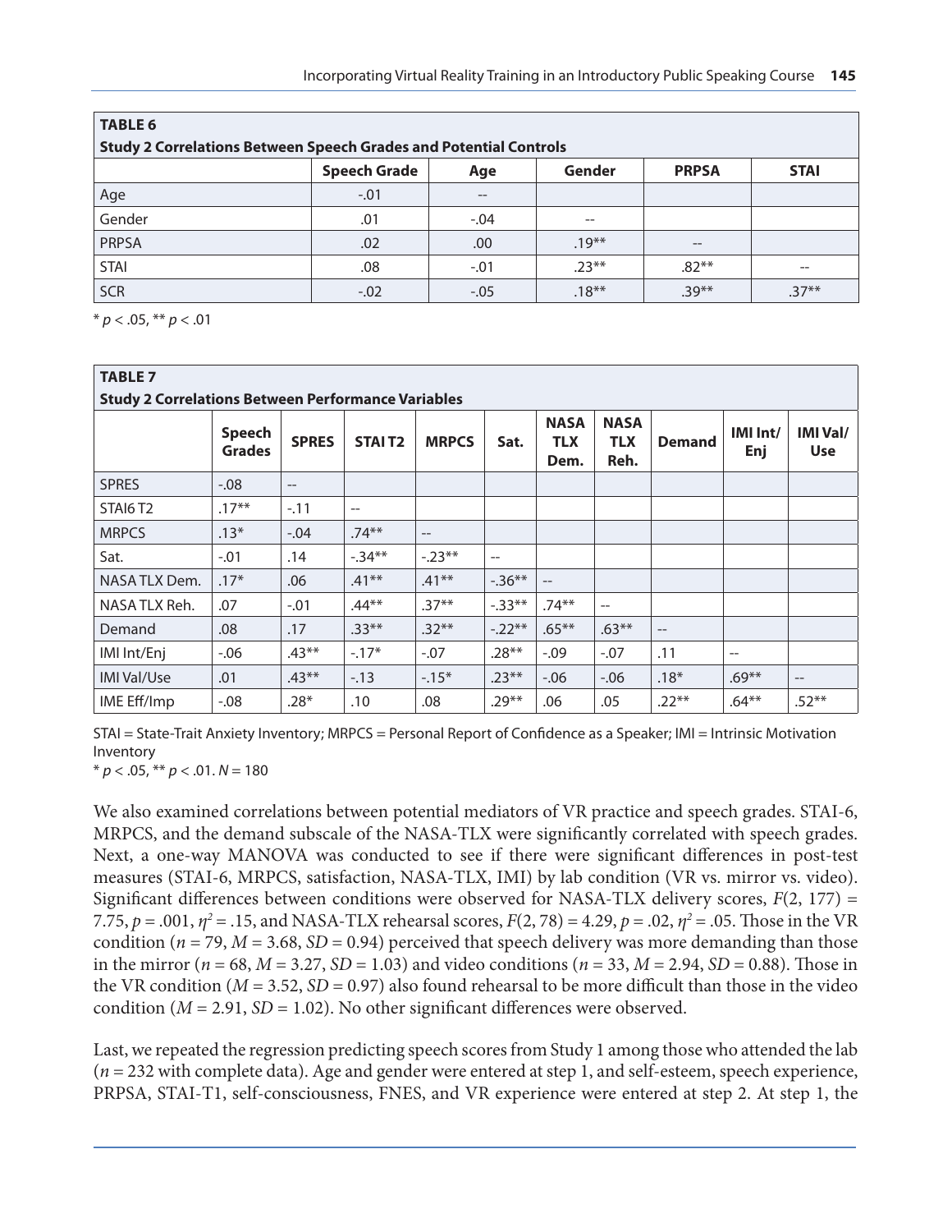**TABLE 6**

**Study 2 Correlations Between Speech Grades and Potential Controls**

| | Speech Grade | Age | Gender | PRPSA | STAI |
|---|---|---|---|---|---|
| Age | -.01 | -- | | | |
| Gender | .01 | -.04 | -- | | |
| PRPSA | .02 | .00 | .19** | -- | |
| STAI | .08 | -.01 | .23** | .82** | -- |
| SCR | -.02 | -.05 | .18** | .39** | .37** |

* $p < .05$, ** $p < .01$

**TABLE 7**

**Study 2 Correlations Between Performance Variables**

| | Speech Grades | SPRES | STAI T2 | MRPCS | Sat. | NASA TLX Dem. | NASA TLX Reh. | Demand | IMI Int/ Enj | IMI Val/ Use |
|---|---|---|---|---|---|---|---|---|---|---|
| SPRES | -.08 | -- | | | | | | | | |
| STAI6 T2 | .17** | -.11 | -- | | | | | | | |
| MRPCS | .13* | -.04 | .74** | -- | | | | | | |
| Sat. | -.01 | .14 | -.34** | -.23** | -- | | | | | |
| NASA TLX Dem. | .17* | .06 | .41** | .41** | -.36** | -- | | | | |
| NASA TLX Reh. | .07 | -.01 | .44** | .37** | -.33** | .74** | -- | | | |
| Demand | .08 | .17 | .33** | .32** | -.22** | .65** | .63** | -- | | |
| IMI Int/Enj | -.06 | .43** | -.17* | -.07 | .28** | -.09 | -.07 | .11 | -- | |
| IMI Val/Use | .01 | .43** | -.13 | -.15* | .23** | -.06 | -.06 | .18* | .69** | -- |
| IME Eff/Imp | -.08 | .28* | .10 | .08 | .29** | .06 | .05 | .22** | .64** | .52** |

STAI = State-Trait Anxiety Inventory; MRPCS = Personal Report of Confidence as a Speaker; IMI = Intrinsic Motivation Inventory

* $p < .05$, ** $p < .01$. $N = 180$

We also examined correlations between potential mediators of VR practice and speech grades. STAI-6, MRPCS, and the demand subscale of the NASA-TLX were significantly correlated with speech grades. Next, a one-way MANOVA was conducted to see if there were significant differences in post-test measures (STAI-6, MRPCS, satisfaction, NASA-TLX, IMI) by lab condition (VR vs. mirror vs. video). Significant differences between conditions were observed for NASA-TLX delivery scores, $F(2, 177) = 7.75$, $p = .001$, $\eta^2 = .15$, and NASA-TLX rehearsal scores, $F(2, 78) = 4.29$, $p = .02$, $\eta^2 = .05$. Those in the VR condition ($n = 79$, $M = 3.68$, $SD = 0.94$) perceived that speech delivery was more demanding than those in the mirror ($n = 68$, $M = 3.27$, $SD = 1.03$) and video conditions ($n = 33$, $M = 2.94$, $SD = 0.88$). Those in the VR condition ($M = 3.52$, $SD = 0.97$) also found rehearsal to be more difficult than those in the video condition ($M = 2.91$, $SD = 1.02$). No other significant differences were observed.

Last, we repeated the regression predicting speech scores from Study 1 among those who attended the lab ($n = 232$ with complete data). Age and gender were entered at step 1, and self-esteem, speech experience, PRPSA, STAI-T1, self-consciousness, FNES, and VR experience were entered at step 2. At step 1, the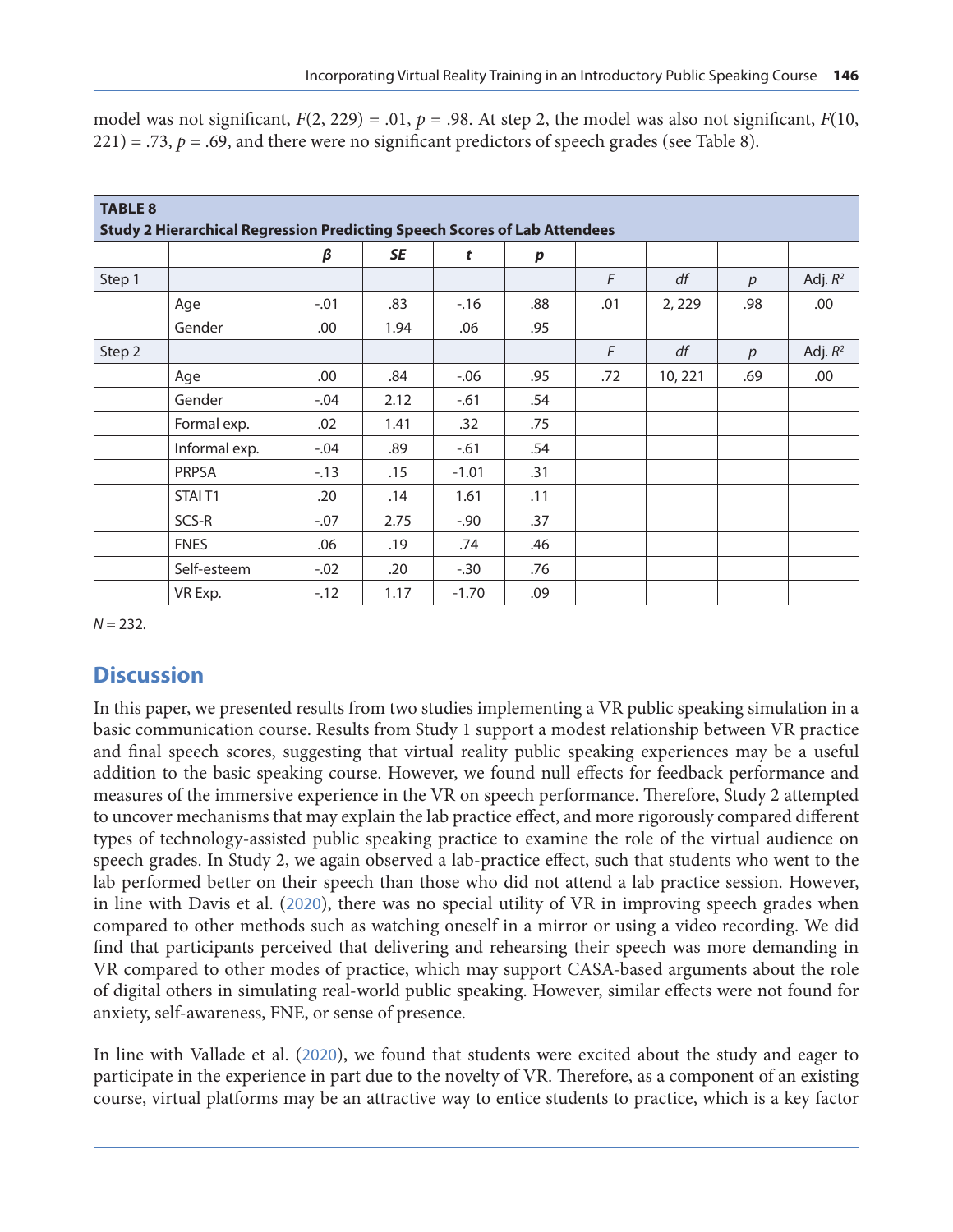model was not significant, $F(2, 229) = .01$, $p = .98$. At step 2, the model was also not significant, $F(10, 221) = .73$, $p = .69$, and there were no significant predictors of speech grades (see Table 8).

**TABLE 8**
**Study 2 Hierarchical Regression Predicting Speech Scores of Lab Attendees**

| | | $\beta$ | *SE* | *t* | *p* | | | | |
|---|---|---|---|---|---|---|---|---|---|
| Step 1 | | | | | | *F* | *df* | *p* | Adj. $R^2$ |
| | Age | -.01 | .83 | -.16 | .88 | .01 | 2, 229 | .98 | .00 |
| | Gender | .00 | 1.94 | .06 | .95 | | | | |
| Step 2 | | | | | | *F* | *df* | *p* | Adj. $R^2$ |
| | Age | .00 | .84 | -.06 | .95 | .72 | 10, 221 | .69 | .00 |
| | Gender | -.04 | 2.12 | -.61 | .54 | | | | |
| | Formal exp. | .02 | 1.41 | .32 | .75 | | | | |
| | Informal exp. | -.04 | .89 | -.61 | .54 | | | | |
| | PRPSA | -.13 | .15 | -1.01 | .31 | | | | |
| | STAI T1 | .20 | .14 | 1.61 | .11 | | | | |
| | SCS-R | -.07 | 2.75 | -.90 | .37 | | | | |
| | FNES | .06 | .19 | .74 | .46 | | | | |
| | Self-esteem | -.02 | .20 | -.30 | .76 | | | | |
| | VR Exp. | -.12 | 1.17 | -1.70 | .09 | | | | |

*N* = 232.

## Discussion

In this paper, we presented results from two studies implementing a VR public speaking simulation in a basic communication course. Results from Study 1 support a modest relationship between VR practice and final speech scores, suggesting that virtual reality public speaking experiences may be a useful addition to the basic speaking course. However, we found null effects for feedback performance and measures of the immersive experience in the VR on speech performance. Therefore, Study 2 attempted to uncover mechanisms that may explain the lab practice effect, and more rigorously compared different types of technology-assisted public speaking practice to examine the role of the virtual audience on speech grades. In Study 2, we again observed a lab-practice effect, such that students who went to the lab performed better on their speech than those who did not attend a lab practice session. However, in line with Davis et al. (2020), there was no special utility of VR in improving speech grades when compared to other methods such as watching oneself in a mirror or using a video recording. We did find that participants perceived that delivering and rehearsing their speech was more demanding in VR compared to other modes of practice, which may support CASA-based arguments about the role of digital others in simulating real-world public speaking. However, similar effects were not found for anxiety, self-awareness, FNE, or sense of presence.

In line with Vallade et al. (2020), we found that students were excited about the study and eager to participate in the experience in part due to the novelty of VR. Therefore, as a component of an existing course, virtual platforms may be an attractive way to entice students to practice, which is a key factor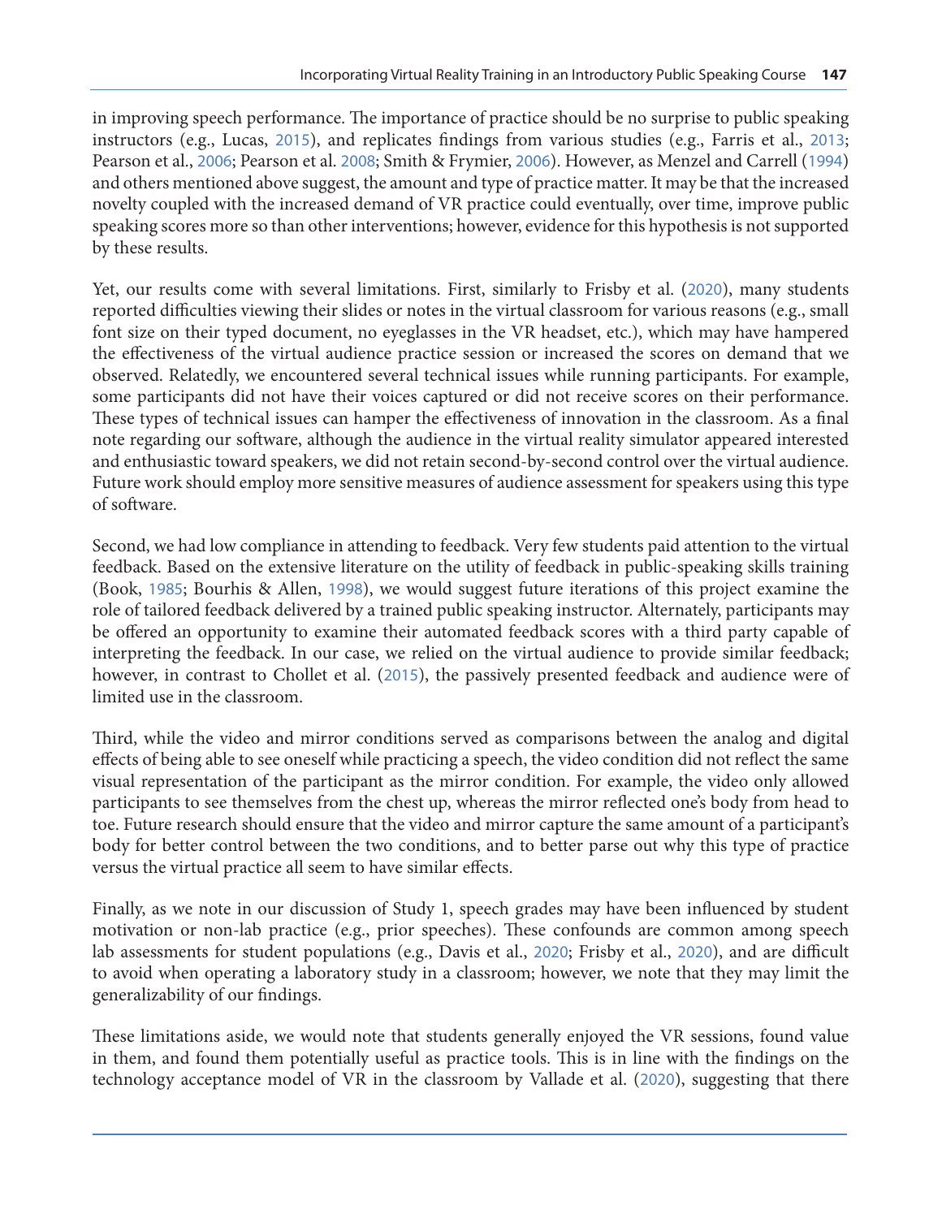in improving speech performance. The importance of practice should be no surprise to public speaking instructors (e.g., Lucas, 2015), and replicates findings from various studies (e.g., Farris et al., 2013; Pearson et al., 2006; Pearson et al. 2008; Smith & Frymier, 2006). However, as Menzel and Carrell (1994) and others mentioned above suggest, the amount and type of practice matter. It may be that the increased novelty coupled with the increased demand of VR practice could eventually, over time, improve public speaking scores more so than other interventions; however, evidence for this hypothesis is not supported by these results.

Yet, our results come with several limitations. First, similarly to Frisby et al. (2020), many students reported difficulties viewing their slides or notes in the virtual classroom for various reasons (e.g., small font size on their typed document, no eyeglasses in the VR headset, etc.), which may have hampered the effectiveness of the virtual audience practice session or increased the scores on demand that we observed. Relatedly, we encountered several technical issues while running participants. For example, some participants did not have their voices captured or did not receive scores on their performance. These types of technical issues can hamper the effectiveness of innovation in the classroom. As a final note regarding our software, although the audience in the virtual reality simulator appeared interested and enthusiastic toward speakers, we did not retain second-by-second control over the virtual audience. Future work should employ more sensitive measures of audience assessment for speakers using this type of software.

Second, we had low compliance in attending to feedback. Very few students paid attention to the virtual feedback. Based on the extensive literature on the utility of feedback in public-speaking skills training (Book, 1985; Bourhis & Allen, 1998), we would suggest future iterations of this project examine the role of tailored feedback delivered by a trained public speaking instructor. Alternately, participants may be offered an opportunity to examine their automated feedback scores with a third party capable of interpreting the feedback. In our case, we relied on the virtual audience to provide similar feedback; however, in contrast to Chollet et al. (2015), the passively presented feedback and audience were of limited use in the classroom.

Third, while the video and mirror conditions served as comparisons between the analog and digital effects of being able to see oneself while practicing a speech, the video condition did not reflect the same visual representation of the participant as the mirror condition. For example, the video only allowed participants to see themselves from the chest up, whereas the mirror reflected one's body from head to toe. Future research should ensure that the video and mirror capture the same amount of a participant's body for better control between the two conditions, and to better parse out why this type of practice versus the virtual practice all seem to have similar effects.

Finally, as we note in our discussion of Study 1, speech grades may have been influenced by student motivation or non-lab practice (e.g., prior speeches). These confounds are common among speech lab assessments for student populations (e.g., Davis et al., 2020; Frisby et al., 2020), and are difficult to avoid when operating a laboratory study in a classroom; however, we note that they may limit the generalizability of our findings.

These limitations aside, we would note that students generally enjoyed the VR sessions, found value in them, and found them potentially useful as practice tools. This is in line with the findings on the technology acceptance model of VR in the classroom by Vallade et al. (2020), suggesting that there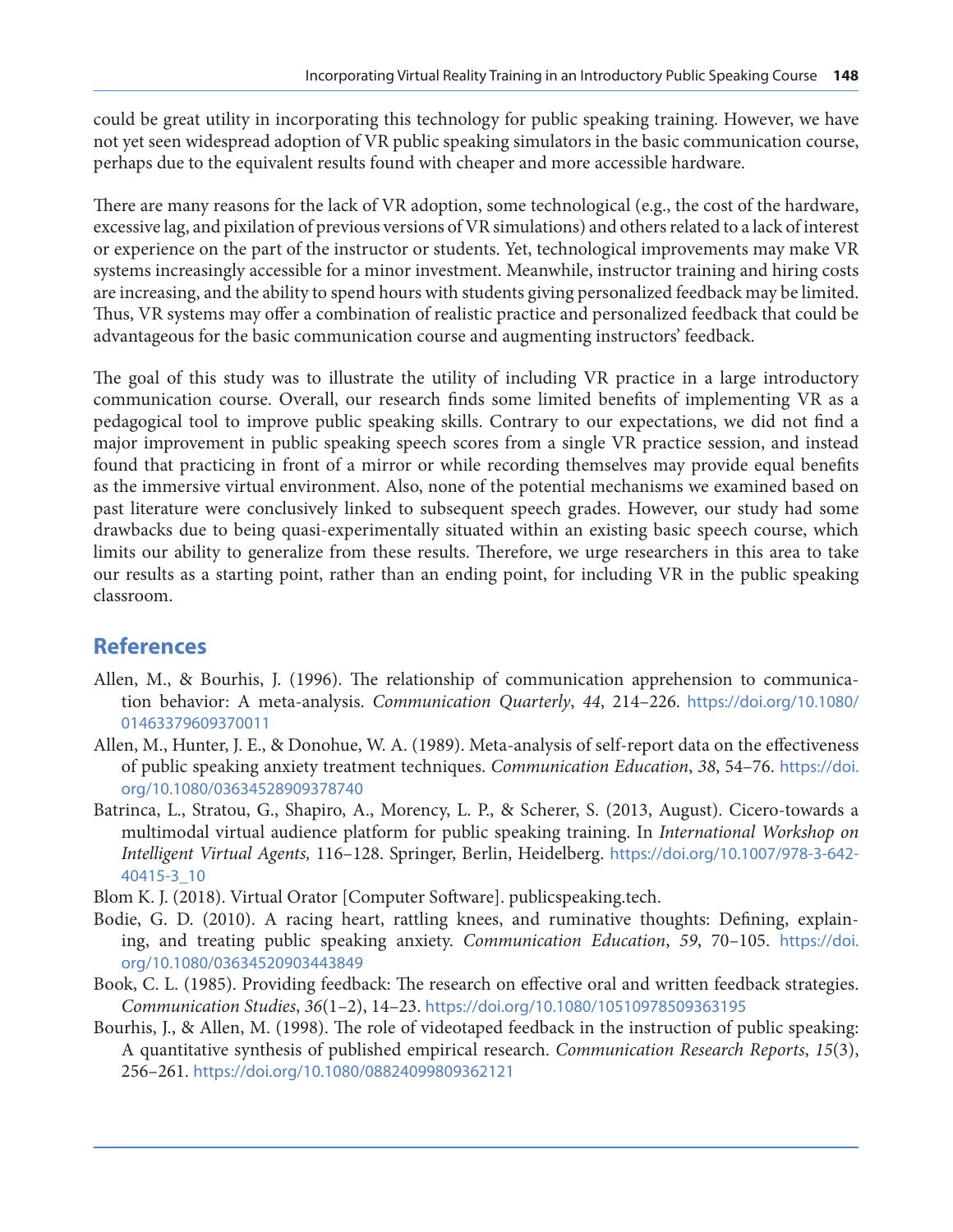could be great utility in incorporating this technology for public speaking training. However, we have not yet seen widespread adoption of VR public speaking simulators in the basic communication course, perhaps due to the equivalent results found with cheaper and more accessible hardware.

There are many reasons for the lack of VR adoption, some technological (e.g., the cost of the hardware, excessive lag, and pixilation of previous versions of VR simulations) and others related to a lack of interest or experience on the part of the instructor or students. Yet, technological improvements may make VR systems increasingly accessible for a minor investment. Meanwhile, instructor training and hiring costs are increasing, and the ability to spend hours with students giving personalized feedback may be limited. Thus, VR systems may offer a combination of realistic practice and personalized feedback that could be advantageous for the basic communication course and augmenting instructors' feedback.

The goal of this study was to illustrate the utility of including VR practice in a large introductory communication course. Overall, our research finds some limited benefits of implementing VR as a pedagogical tool to improve public speaking skills. Contrary to our expectations, we did not find a major improvement in public speaking speech scores from a single VR practice session, and instead found that practicing in front of a mirror or while recording themselves may provide equal benefits as the immersive virtual environment. Also, none of the potential mechanisms we examined based on past literature were conclusively linked to subsequent speech grades. However, our study had some drawbacks due to being quasi-experimentally situated within an existing basic speech course, which limits our ability to generalize from these results. Therefore, we urge researchers in this area to take our results as a starting point, rather than an ending point, for including VR in the public speaking classroom.

## References

Allen, M., & Bourhis, J. (1996). The relationship of communication apprehension to communication behavior: A meta-analysis. *Communication Quarterly*, *44*, 214–226. https://doi.org/10.1080/01463379609370011

Allen, M., Hunter, J. E., & Donohue, W. A. (1989). Meta-analysis of self-report data on the effectiveness of public speaking anxiety treatment techniques. *Communication Education*, *38*, 54–76. https://doi.org/10.1080/03634528909378740

Batrinca, L., Stratou, G., Shapiro, A., Morency, L. P., & Scherer, S. (2013, August). Cicero-towards a multimodal virtual audience platform for public speaking training. In *International Workshop on Intelligent Virtual Agents,* 116–128. Springer, Berlin, Heidelberg. https://doi.org/10.1007/978-3-642-40415-3_10

Blom K. J. (2018). Virtual Orator [Computer Software]. publicspeaking.tech.

Bodie, G. D. (2010). A racing heart, rattling knees, and ruminative thoughts: Defining, explaining, and treating public speaking anxiety. *Communication Education*, *59*, 70–105. https://doi.org/10.1080/03634520903443849

Book, C. L. (1985). Providing feedback: The research on effective oral and written feedback strategies. *Communication Studies*, *36*(1–2), 14–23. https://doi.org/10.1080/10510978509363195

Bourhis, J., & Allen, M. (1998). The role of videotaped feedback in the instruction of public speaking: A quantitative synthesis of published empirical research. *Communication Research Reports*, *15*(3), 256–261. https://doi.org/10.1080/08824099809362121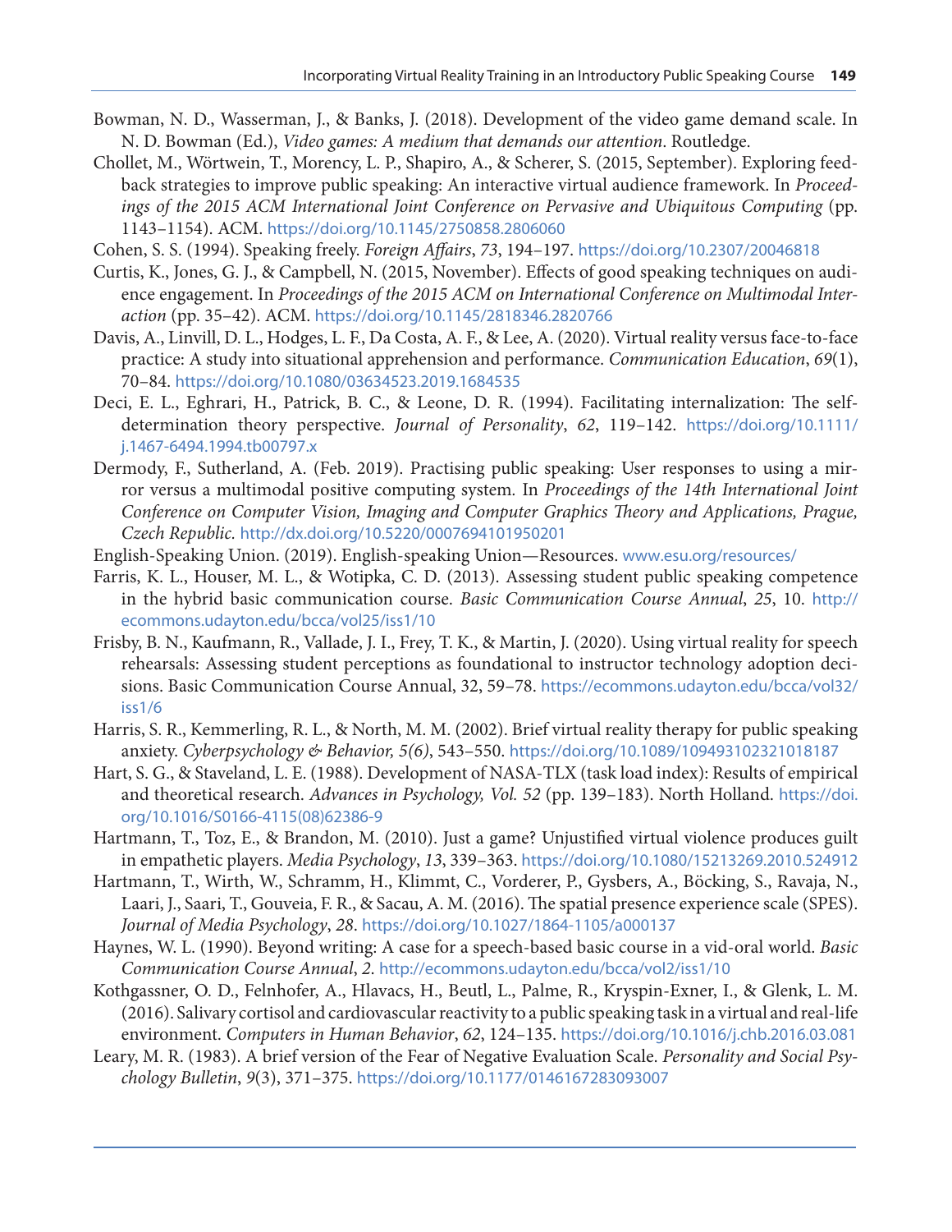Bowman, N. D., Wasserman, J., & Banks, J. (2018). Development of the video game demand scale. In N. D. Bowman (Ed.), *Video games: A medium that demands our attention*. Routledge.

Chollet, M., Wörtwein, T., Morency, L. P., Shapiro, A., & Scherer, S. (2015, September). Exploring feedback strategies to improve public speaking: An interactive virtual audience framework. In *Proceedings of the 2015 ACM International Joint Conference on Pervasive and Ubiquitous Computing* (pp. 1143–1154). ACM. https://doi.org/10.1145/2750858.2806060

Cohen, S. S. (1994). Speaking freely. *Foreign Affairs*, *73*, 194–197. https://doi.org/10.2307/20046818

Curtis, K., Jones, G. J., & Campbell, N. (2015, November). Effects of good speaking techniques on audience engagement. In *Proceedings of the 2015 ACM on International Conference on Multimodal Interaction* (pp. 35–42). ACM. https://doi.org/10.1145/2818346.2820766

Davis, A., Linvill, D. L., Hodges, L. F., Da Costa, A. F., & Lee, A. (2020). Virtual reality versus face-to-face practice: A study into situational apprehension and performance. *Communication Education*, *69*(1), 70–84. https://doi.org/10.1080/03634523.2019.1684535

Deci, E. L., Eghrari, H., Patrick, B. C., & Leone, D. R. (1994). Facilitating internalization: The self-determination theory perspective. *Journal of Personality*, *62*, 119–142. https://doi.org/10.1111/j.1467-6494.1994.tb00797.x

Dermody, F., Sutherland, A. (Feb. 2019). Practising public speaking: User responses to using a mirror versus a multimodal positive computing system. In *Proceedings of the 14th International Joint Conference on Computer Vision, Imaging and Computer Graphics Theory and Applications, Prague, Czech Republic.* http://dx.doi.org/10.5220/0007694101950201

English-Speaking Union. (2019). English-speaking Union—Resources. www.esu.org/resources/

Farris, K. L., Houser, M. L., & Wotipka, C. D. (2013). Assessing student public speaking competence in the hybrid basic communication course. *Basic Communication Course Annual*, *25*, 10. http://ecommons.udayton.edu/bcca/vol25/iss1/10

Frisby, B. N., Kaufmann, R., Vallade, J. I., Frey, T. K., & Martin, J. (2020). Using virtual reality for speech rehearsals: Assessing student perceptions as foundational to instructor technology adoption decisions. Basic Communication Course Annual, 32, 59–78. https://ecommons.udayton.edu/bcca/vol32/iss1/6

Harris, S. R., Kemmerling, R. L., & North, M. M. (2002). Brief virtual reality therapy for public speaking anxiety. *Cyberpsychology & Behavior, 5(6)*, 543–550. https://doi.org/10.1089/109493102321018187

Hart, S. G., & Staveland, L. E. (1988). Development of NASA-TLX (task load index): Results of empirical and theoretical research. *Advances in Psychology, Vol. 52* (pp. 139–183). North Holland. https://doi.org/10.1016/S0166-4115(08)62386-9

Hartmann, T., Toz, E., & Brandon, M. (2010). Just a game? Unjustified virtual violence produces guilt in empathetic players. *Media Psychology*, *13*, 339–363. https://doi.org/10.1080/15213269.2010.524912

Hartmann, T., Wirth, W., Schramm, H., Klimmt, C., Vorderer, P., Gysbers, A., Böcking, S., Ravaja, N., Laari, J., Saari, T., Gouveia, F. R., & Sacau, A. M. (2016). The spatial presence experience scale (SPES). *Journal of Media Psychology*, *28*. https://doi.org/10.1027/1864-1105/a000137

Haynes, W. L. (1990). Beyond writing: A case for a speech-based basic course in a vid-oral world. *Basic Communication Course Annual*, *2*. http://ecommons.udayton.edu/bcca/vol2/iss1/10

Kothgassner, O. D., Felnhofer, A., Hlavacs, H., Beutl, L., Palme, R., Kryspin-Exner, I., & Glenk, L. M. (2016). Salivary cortisol and cardiovascular reactivity to a public speaking task in a virtual and real-life environment. *Computers in Human Behavior*, *62*, 124–135. https://doi.org/10.1016/j.chb.2016.03.081

Leary, M. R. (1983). A brief version of the Fear of Negative Evaluation Scale. *Personality and Social Psychology Bulletin*, *9*(3), 371–375. https://doi.org/10.1177/0146167283093007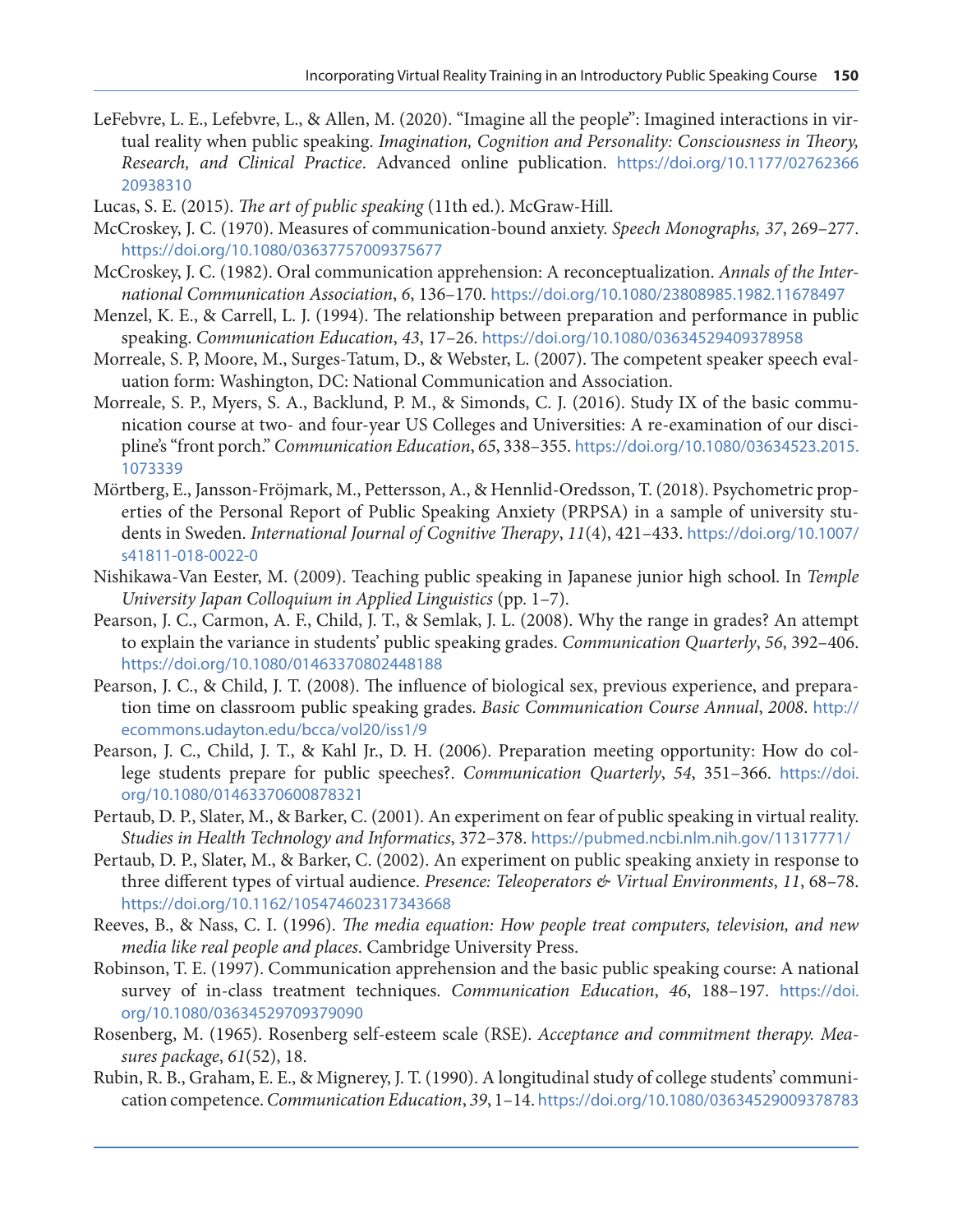LeFebvre, L. E., Lefebvre, L., & Allen, M. (2020). "Imagine all the people": Imagined interactions in virtual reality when public speaking. *Imagination, Cognition and Personality: Consciousness in Theory, Research, and Clinical Practice*. Advanced online publication. https://doi.org/10.1177/0276236620938310

Lucas, S. E. (2015). *The art of public speaking* (11th ed.). McGraw-Hill.

McCroskey, J. C. (1970). Measures of communication-bound anxiety. *Speech Monographs, 37*, 269–277. https://doi.org/10.1080/03637757009375677

McCroskey, J. C. (1982). Oral communication apprehension: A reconceptualization. *Annals of the International Communication Association*, *6*, 136–170. https://doi.org/10.1080/23808985.1982.11678497

Menzel, K. E., & Carrell, L. J. (1994). The relationship between preparation and performance in public speaking. *Communication Education*, *43*, 17–26. https://doi.org/10.1080/03634529409378958

Morreale, S. P, Moore, M., Surges-Tatum, D., & Webster, L. (2007). The competent speaker speech evaluation form: Washington, DC: National Communication and Association.

Morreale, S. P., Myers, S. A., Backlund, P. M., & Simonds, C. J. (2016). Study IX of the basic communication course at two- and four-year US Colleges and Universities: A re-examination of our discipline's "front porch." *Communication Education*, *65*, 338–355. https://doi.org/10.1080/03634523.2015.1073339

Mörtberg, E., Jansson-Fröjmark, M., Pettersson, A., & Hennlid-Oredsson, T. (2018). Psychometric properties of the Personal Report of Public Speaking Anxiety (PRPSA) in a sample of university students in Sweden. *International Journal of Cognitive Therapy*, *11*(4), 421–433. https://doi.org/10.1007/s41811-018-0022-0

Nishikawa-Van Eester, M. (2009). Teaching public speaking in Japanese junior high school. In *Temple University Japan Colloquium in Applied Linguistics* (pp. 1–7).

Pearson, J. C., Carmon, A. F., Child, J. T., & Semlak, J. L. (2008). Why the range in grades? An attempt to explain the variance in students' public speaking grades. *Communication Quarterly*, *56*, 392–406. https://doi.org/10.1080/01463370802448188

Pearson, J. C., & Child, J. T. (2008). The influence of biological sex, previous experience, and preparation time on classroom public speaking grades. *Basic Communication Course Annual*, *2008*. http://ecommons.udayton.edu/bcca/vol20/iss1/9

Pearson, J. C., Child, J. T., & Kahl Jr., D. H. (2006). Preparation meeting opportunity: How do college students prepare for public speeches?. *Communication Quarterly*, *54*, 351–366. https://doi.org/10.1080/01463370600878321

Pertaub, D. P., Slater, M., & Barker, C. (2001). An experiment on fear of public speaking in virtual reality. *Studies in Health Technology and Informatics*, 372–378. https://pubmed.ncbi.nlm.nih.gov/11317771/

Pertaub, D. P., Slater, M., & Barker, C. (2002). An experiment on public speaking anxiety in response to three different types of virtual audience. *Presence: Teleoperators & Virtual Environments*, *11*, 68–78. https://doi.org/10.1162/105474602317343668

Reeves, B., & Nass, C. I. (1996). *The media equation: How people treat computers, television, and new media like real people and places*. Cambridge University Press.

Robinson, T. E. (1997). Communication apprehension and the basic public speaking course: A national survey of in-class treatment techniques. *Communication Education*, *46*, 188–197. https://doi.org/10.1080/03634529709379090

Rosenberg, M. (1965). Rosenberg self-esteem scale (RSE). *Acceptance and commitment therapy. Measures package*, *61*(52), 18.

Rubin, R. B., Graham, E. E., & Mignerey, J. T. (1990). A longitudinal study of college students' communication competence. *Communication Education*, *39*, 1–14. https://doi.org/10.1080/03634529009378783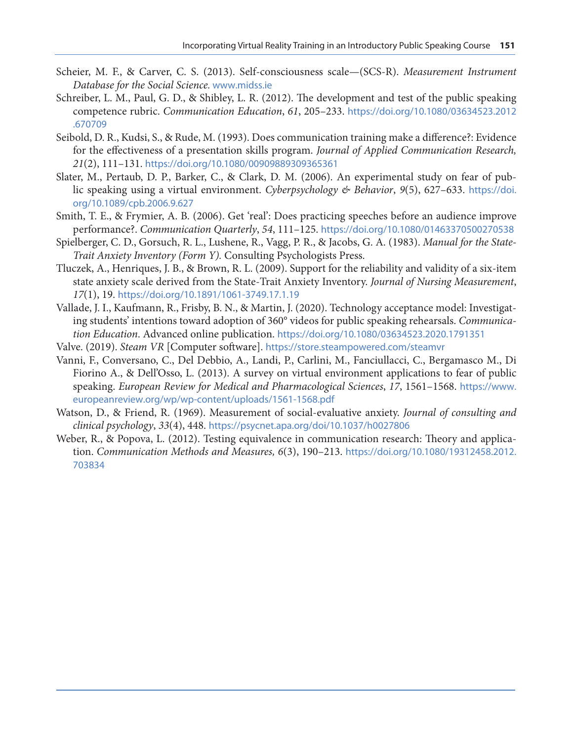Scheier, M. F., & Carver, C. S. (2013). Self-consciousness scale—(SCS-R). *Measurement Instrument Database for the Social Science.* www.midss.ie

Schreiber, L. M., Paul, G. D., & Shibley, L. R. (2012). The development and test of the public speaking competence rubric. *Communication Education*, *61*, 205–233. https://doi.org/10.1080/03634523.2012.670709

Seibold, D. R., Kudsi, S., & Rude, M. (1993). Does communication training make a difference?: Evidence for the effectiveness of a presentation skills program. *Journal of Applied Communication Research, 21*(2), 111–131. https://doi.org/10.1080/00909889309365361

Slater, M., Pertaub, D. P., Barker, C., & Clark, D. M. (2006). An experimental study on fear of public speaking using a virtual environment. *Cyberpsychology & Behavior*, *9*(5), 627–633. https://doi.org/10.1089/cpb.2006.9.627

Smith, T. E., & Frymier, A. B. (2006). Get 'real': Does practicing speeches before an audience improve performance?. *Communication Quarterly*, *54*, 111–125. https://doi.org/10.1080/01463370500270538

Spielberger, C. D., Gorsuch, R. L., Lushene, R., Vagg, P. R., & Jacobs, G. A. (1983). *Manual for the State-Trait Anxiety Inventory (Form Y).* Consulting Psychologists Press.

Tluczek, A., Henriques, J. B., & Brown, R. L. (2009). Support for the reliability and validity of a six-item state anxiety scale derived from the State-Trait Anxiety Inventory. *Journal of Nursing Measurement*, *17*(1), 19. https://doi.org/10.1891/1061-3749.17.1.19

Vallade, J. I., Kaufmann, R., Frisby, B. N., & Martin, J. (2020). Technology acceptance model: Investigating students' intentions toward adoption of 360° videos for public speaking rehearsals. *Communication Education*. Advanced online publication. https://doi.org/10.1080/03634523.2020.1791351

Valve. (2019). *Steam VR* [Computer software]. https://store.steampowered.com/steamvr

Vanni, F., Conversano, C., Del Debbio, A., Landi, P., Carlini, M., Fanciullacci, C., Bergamasco M., Di Fiorino A., & Dell'Osso, L. (2013). A survey on virtual environment applications to fear of public speaking. *European Review for Medical and Pharmacological Sciences*, *17*, 1561–1568. https://www.europeanreview.org/wp/wp-content/uploads/1561-1568.pdf

Watson, D., & Friend, R. (1969). Measurement of social-evaluative anxiety. *Journal of consulting and clinical psychology*, *33*(4), 448. https://psycnet.apa.org/doi/10.1037/h0027806

Weber, R., & Popova, L. (2012). Testing equivalence in communication research: Theory and application. *Communication Methods and Measures, 6*(3), 190–213. https://doi.org/10.1080/19312458.2012.703834